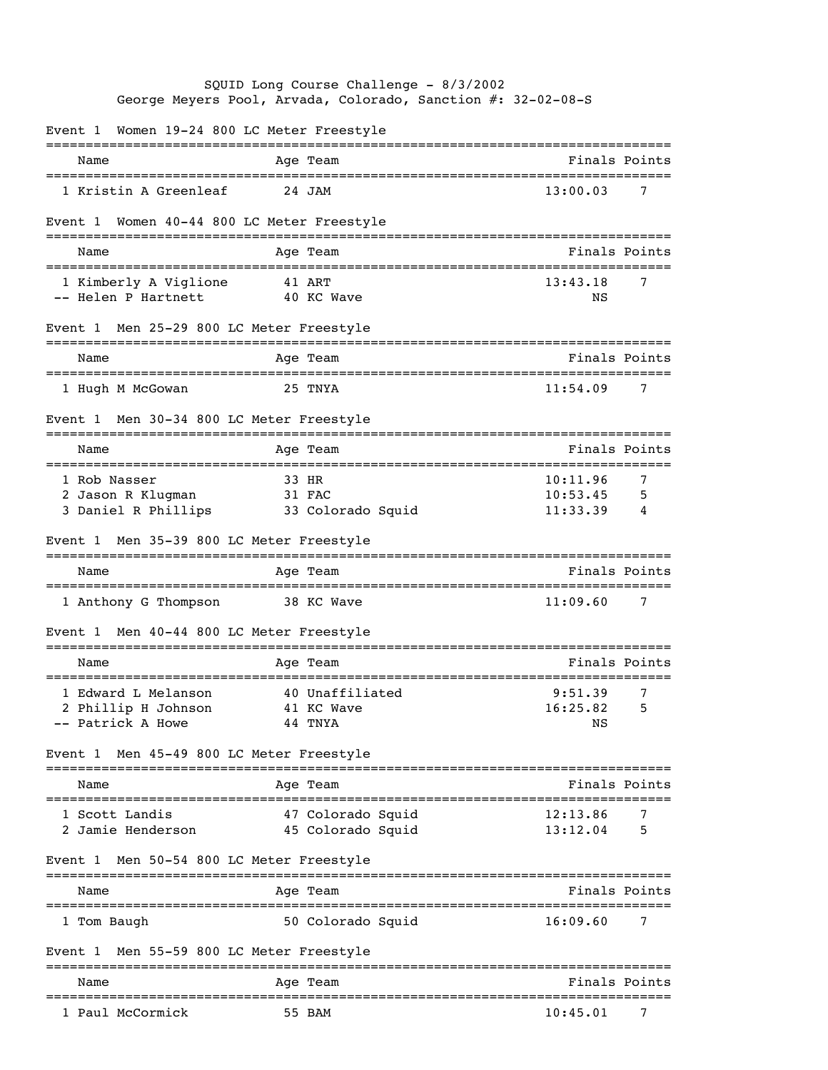# SQUID Long Course Challenge - 8/3/2002

George Meyers Pool, Arvada, Colorado, Sanction #: 32-02-08-S

## Event 1 Women 19-24 800 LC Meter Freestyle

| | Name | Age | Team | Finals | Points |
|---|---|---|---|---|---|
| 1 | Kristin A Greenleaf | 24 | JAM | 13:00.03 | 7 |

## Event 1 Women 40-44 800 LC Meter Freestyle

| | Name | Age | Team | Finals | Points |
|---|---|---|---|---|---|
| 1 | Kimberly A Viglione | 41 | ART | 13:43.18 | 7 |
| -- | Helen P Hartnett | 40 | KC Wave | NS | |

## Event 1 Men 25-29 800 LC Meter Freestyle

| | Name | Age | Team | Finals | Points |
|---|---|---|---|---|---|
| 1 | Hugh M McGowan | 25 | TNYA | 11:54.09 | 7 |

## Event 1 Men 30-34 800 LC Meter Freestyle

| | Name | Age | Team | Finals | Points |
|---|---|---|---|---|---|
| 1 | Rob Nasser | 33 | HR | 10:11.96 | 7 |
| 2 | Jason R Klugman | 31 | FAC | 10:53.45 | 5 |
| 3 | Daniel R Phillips | 33 | Colorado Squid | 11:33.39 | 4 |

## Event 1 Men 35-39 800 LC Meter Freestyle

| | Name | Age | Team | Finals | Points |
|---|---|---|---|---|---|
| 1 | Anthony G Thompson | 38 | KC Wave | 11:09.60 | 7 |

## Event 1 Men 40-44 800 LC Meter Freestyle

| | Name | Age | Team | Finals | Points |
|---|---|---|---|---|---|
| 1 | Edward L Melanson | 40 | Unaffiliated | 9:51.39 | 7 |
| 2 | Phillip H Johnson | 41 | KC Wave | 16:25.82 | 5 |
| -- | Patrick A Howe | 44 | TNYA | NS | |

## Event 1 Men 45-49 800 LC Meter Freestyle

| | Name | Age | Team | Finals | Points |
|---|---|---|---|---|---|
| 1 | Scott Landis | 47 | Colorado Squid | 12:13.86 | 7 |
| 2 | Jamie Henderson | 45 | Colorado Squid | 13:12.04 | 5 |

## Event 1 Men 50-54 800 LC Meter Freestyle

| | Name | Age | Team | Finals | Points |
|---|---|---|---|---|---|
| 1 | Tom Baugh | 50 | Colorado Squid | 16:09.60 | 7 |

## Event 1 Men 55-59 800 LC Meter Freestyle

| | Name | Age | Team | Finals | Points |
|---|---|---|---|---|---|
| 1 | Paul McCormick | 55 | BAM | 10:45.01 | 7 |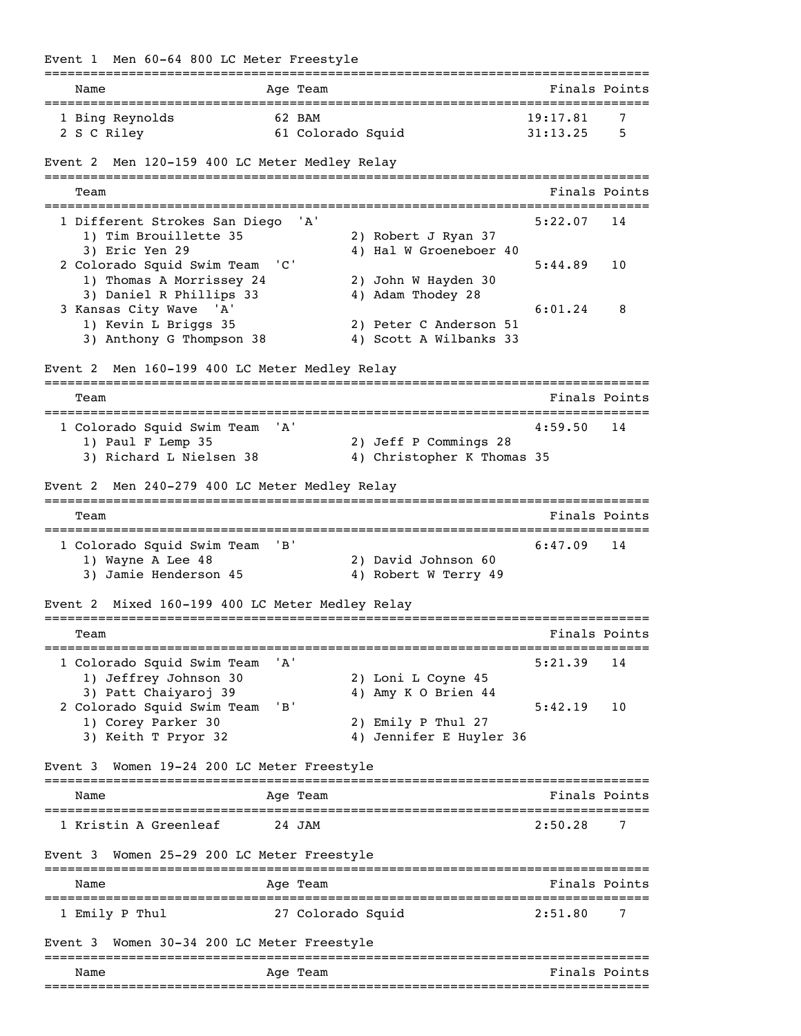## Event 1 Men 60-64 800 LC Meter Freestyle

| Name | Age | Team | Finals | Points |
|---|---|---|---|---|
| 1 Bing Reynolds | 62 | BAM | 19:17.81 | 7 |
| 2 S C Riley | 61 | Colorado Squid | 31:13.25 | 5 |

## Event 2 Men 120-159 400 LC Meter Medley Relay

| Team | Finals | Points |
|---|---|---|
| 1 Different Strokes San Diego 'A' | 5:22.07 | 14 |
| 1) Tim Brouillette 35, 2) Robert J Ryan 37, 3) Eric Yen 29, 4) Hal W Groeneboer 40 | | |
| 2 Colorado Squid Swim Team 'C' | 5:44.89 | 10 |
| 1) Thomas A Morrissey 24, 2) John W Hayden 30, 3) Daniel R Phillips 33, 4) Adam Thodey 28 | | |
| 3 Kansas City Wave 'A' | 6:01.24 | 8 |
| 1) Kevin L Briggs 35, 2) Peter C Anderson 51, 3) Anthony G Thompson 38, 4) Scott A Wilbanks 33 | | |

## Event 2 Men 160-199 400 LC Meter Medley Relay

| Team | Finals | Points |
|---|---|---|
| 1 Colorado Squid Swim Team 'A' | 4:59.50 | 14 |
| 1) Paul F Lemp 35, 2) Jeff P Commings 28, 3) Richard L Nielsen 38, 4) Christopher K Thomas 35 | | |

## Event 2 Men 240-279 400 LC Meter Medley Relay

| Team | Finals | Points |
|---|---|---|
| 1 Colorado Squid Swim Team 'B' | 6:47.09 | 14 |
| 1) Wayne A Lee 48, 2) David Johnson 60, 3) Jamie Henderson 45, 4) Robert W Terry 49 | | |

## Event 2 Mixed 160-199 400 LC Meter Medley Relay

| Team | Finals | Points |
|---|---|---|
| 1 Colorado Squid Swim Team 'A' | 5:21.39 | 14 |
| 1) Jeffrey Johnson 30, 2) Loni L Coyne 45, 3) Patt Chaiyaroj 39, 4) Amy K O Brien 44 | | |
| 2 Colorado Squid Swim Team 'B' | 5:42.19 | 10 |
| 1) Corey Parker 30, 2) Emily P Thul 27, 3) Keith T Pryor 32, 4) Jennifer E Huyler 36 | | |

## Event 3 Women 19-24 200 LC Meter Freestyle

| Name | Age | Team | Finals | Points |
|---|---|---|---|---|
| 1 Kristin A Greenleaf | 24 | JAM | 2:50.28 | 7 |

## Event 3 Women 25-29 200 LC Meter Freestyle

| Name | Age | Team | Finals | Points |
|---|---|---|---|---|
| 1 Emily P Thul | 27 | Colorado Squid | 2:51.80 | 7 |

## Event 3 Women 30-34 200 LC Meter Freestyle

| Name | Age | Team | Finals | Points |
|---|---|---|---|---|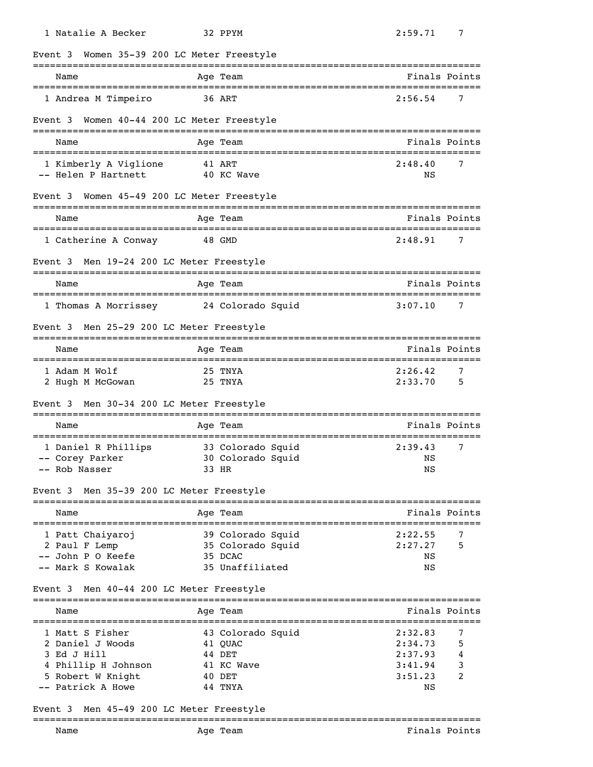| Name | Age | Team | Finals | Points |
|---|---|---|---|---|
| 1 Natalie A Becker | 32 | PPYM | 2:59.71 | 7 |

### Event 3 Women 35-39 200 LC Meter Freestyle

| Name | Age | Team | Finals | Points |
|---|---|---|---|---|
| 1 Andrea M Timpeiro | 36 | ART | 2:56.54 | 7 |

### Event 3 Women 40-44 200 LC Meter Freestyle

| Name | Age | Team | Finals | Points |
|---|---|---|---|---|
| 1 Kimberly A Viglione | 41 | ART | 2:48.40 | 7 |
| -- Helen P Hartnett | 40 | KC Wave | NS | |

### Event 3 Women 45-49 200 LC Meter Freestyle

| Name | Age | Team | Finals | Points |
|---|---|---|---|---|
| 1 Catherine A Conway | 48 | GMD | 2:48.91 | 7 |

### Event 3 Men 19-24 200 LC Meter Freestyle

| Name | Age | Team | Finals | Points |
|---|---|---|---|---|
| 1 Thomas A Morrissey | 24 | Colorado Squid | 3:07.10 | 7 |

### Event 3 Men 25-29 200 LC Meter Freestyle

| Name | Age | Team | Finals | Points |
|---|---|---|---|---|
| 1 Adam M Wolf | 25 | TNYA | 2:26.42 | 7 |
| 2 Hugh M McGowan | 25 | TNYA | 2:33.70 | 5 |

### Event 3 Men 30-34 200 LC Meter Freestyle

| Name | Age | Team | Finals | Points |
|---|---|---|---|---|
| 1 Daniel R Phillips | 33 | Colorado Squid | 2:39.43 | 7 |
| -- Corey Parker | 30 | Colorado Squid | NS | |
| -- Rob Nasser | 33 | HR | NS | |

### Event 3 Men 35-39 200 LC Meter Freestyle

| Name | Age | Team | Finals | Points |
|---|---|---|---|---|
| 1 Patt Chaiyaroj | 39 | Colorado Squid | 2:22.55 | 7 |
| 2 Paul F Lemp | 35 | Colorado Squid | 2:27.27 | 5 |
| -- John P O Keefe | 35 | DCAC | NS | |
| -- Mark S Kowalak | 35 | Unaffiliated | NS | |

### Event 3 Men 40-44 200 LC Meter Freestyle

| Name | Age | Team | Finals | Points |
|---|---|---|---|---|
| 1 Matt S Fisher | 43 | Colorado Squid | 2:32.83 | 7 |
| 2 Daniel J Woods | 41 | QUAC | 2:34.73 | 5 |
| 3 Ed J Hill | 44 | DET | 2:37.93 | 4 |
| 4 Phillip H Johnson | 41 | KC Wave | 3:41.94 | 3 |
| 5 Robert W Knight | 40 | DET | 3:51.23 | 2 |
| -- Patrick A Howe | 44 | TNYA | NS | |

### Event 3 Men 45-49 200 LC Meter Freestyle

| Name | Age | Team | Finals | Points |
|---|---|---|---|---|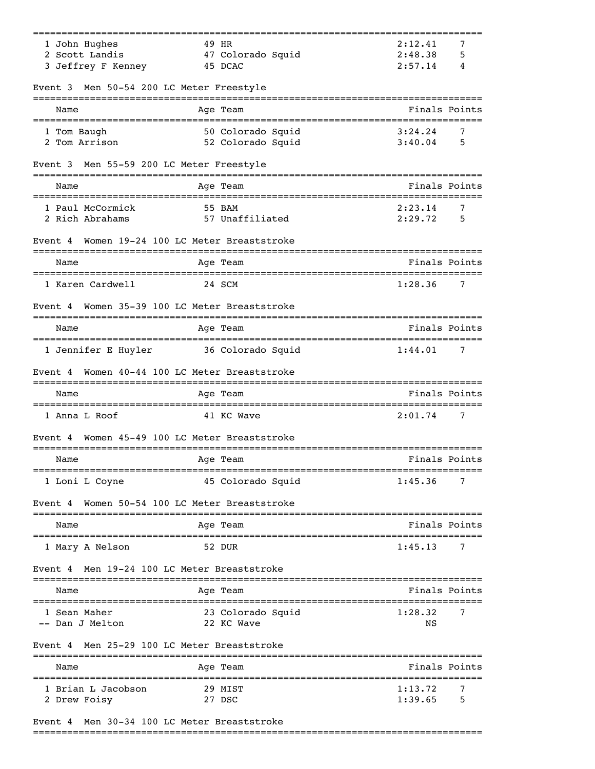| Place | Name | Age | Team | Finals | Points |
| --- | --- | --- | --- | --- | --- |
| 1 | John Hughes | 49 | HR | 2:12.41 | 7 |
| 2 | Scott Landis | 47 | Colorado Squid | 2:48.38 | 5 |
| 3 | Jeffrey F Kenney | 45 | DCAC | 2:57.14 | 4 |

### Event 3 Men 50-54 200 LC Meter Freestyle

| Place | Name | Age | Team | Finals | Points |
| --- | --- | --- | --- | --- | --- |
| 1 | Tom Baugh | 50 | Colorado Squid | 3:24.24 | 7 |
| 2 | Tom Arrison | 52 | Colorado Squid | 3:40.04 | 5 |

### Event 3 Men 55-59 200 LC Meter Freestyle

| Place | Name | Age | Team | Finals | Points |
| --- | --- | --- | --- | --- | --- |
| 1 | Paul McCormick | 55 | BAM | 2:23.14 | 7 |
| 2 | Rich Abrahams | 57 | Unaffiliated | 2:29.72 | 5 |

### Event 4 Women 19-24 100 LC Meter Breaststroke

| Place | Name | Age | Team | Finals | Points |
| --- | --- | --- | --- | --- | --- |
| 1 | Karen Cardwell | 24 | SCM | 1:28.36 | 7 |

### Event 4 Women 35-39 100 LC Meter Breaststroke

| Place | Name | Age | Team | Finals | Points |
| --- | --- | --- | --- | --- | --- |
| 1 | Jennifer E Huyler | 36 | Colorado Squid | 1:44.01 | 7 |

### Event 4 Women 40-44 100 LC Meter Breaststroke

| Place | Name | Age | Team | Finals | Points |
| --- | --- | --- | --- | --- | --- |
| 1 | Anna L Roof | 41 | KC Wave | 2:01.74 | 7 |

### Event 4 Women 45-49 100 LC Meter Breaststroke

| Place | Name | Age | Team | Finals | Points |
| --- | --- | --- | --- | --- | --- |
| 1 | Loni L Coyne | 45 | Colorado Squid | 1:45.36 | 7 |

### Event 4 Women 50-54 100 LC Meter Breaststroke

| Place | Name | Age | Team | Finals | Points |
| --- | --- | --- | --- | --- | --- |
| 1 | Mary A Nelson | 52 | DUR | 1:45.13 | 7 |

### Event 4 Men 19-24 100 LC Meter Breaststroke

| Place | Name | Age | Team | Finals | Points |
| --- | --- | --- | --- | --- | --- |
| 1 | Sean Maher | 23 | Colorado Squid | 1:28.32 | 7 |
| -- | Dan J Melton | 22 | KC Wave | NS | |

### Event 4 Men 25-29 100 LC Meter Breaststroke

| Place | Name | Age | Team | Finals | Points |
| --- | --- | --- | --- | --- | --- |
| 1 | Brian L Jacobson | 29 | MIST | 1:13.72 | 7 |
| 2 | Drew Foisy | 27 | DSC | 1:39.65 | 5 |

### Event 4 Men 30-34 100 LC Meter Breaststroke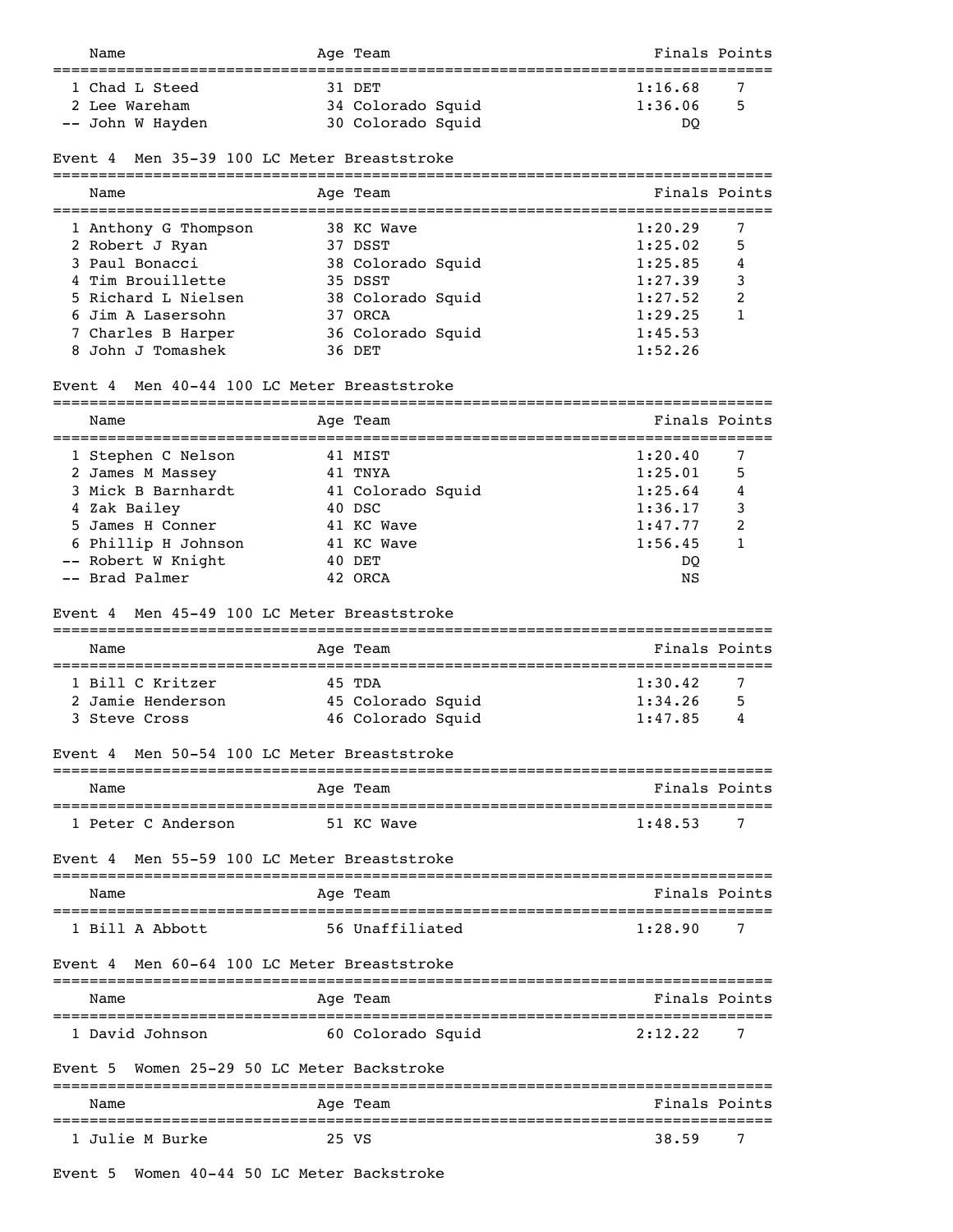| | Name | Age | Team | Finals | Points |
|---|---|---|---|---|---|
| 1 | Chad L Steed | 31 | DET | 1:16.68 | 7 |
| 2 | Lee Wareham | 34 | Colorado Squid | 1:36.06 | 5 |
| -- | John W Hayden | 30 | Colorado Squid | DQ | |

### Event 4 Men 35-39 100 LC Meter Breaststroke

| | Name | Age | Team | Finals | Points |
|---|---|---|---|---|---|
| 1 | Anthony G Thompson | 38 | KC Wave | 1:20.29 | 7 |
| 2 | Robert J Ryan | 37 | DSST | 1:25.02 | 5 |
| 3 | Paul Bonacci | 38 | Colorado Squid | 1:25.85 | 4 |
| 4 | Tim Brouillette | 35 | DSST | 1:27.39 | 3 |
| 5 | Richard L Nielsen | 38 | Colorado Squid | 1:27.52 | 2 |
| 6 | Jim A Lasersohn | 37 | ORCA | 1:29.25 | 1 |
| 7 | Charles B Harper | 36 | Colorado Squid | 1:45.53 | |
| 8 | John J Tomashek | 36 | DET | 1:52.26 | |

### Event 4 Men 40-44 100 LC Meter Breaststroke

| | Name | Age | Team | Finals | Points |
|---|---|---|---|---|---|
| 1 | Stephen C Nelson | 41 | MIST | 1:20.40 | 7 |
| 2 | James M Massey | 41 | TNYA | 1:25.01 | 5 |
| 3 | Mick B Barnhardt | 41 | Colorado Squid | 1:25.64 | 4 |
| 4 | Zak Bailey | 40 | DSC | 1:36.17 | 3 |
| 5 | James H Conner | 41 | KC Wave | 1:47.77 | 2 |
| 6 | Phillip H Johnson | 41 | KC Wave | 1:56.45 | 1 |
| -- | Robert W Knight | 40 | DET | DQ | |
| -- | Brad Palmer | 42 | ORCA | NS | |

### Event 4 Men 45-49 100 LC Meter Breaststroke

| | Name | Age | Team | Finals | Points |
|---|---|---|---|---|---|
| 1 | Bill C Kritzer | 45 | TDA | 1:30.42 | 7 |
| 2 | Jamie Henderson | 45 | Colorado Squid | 1:34.26 | 5 |
| 3 | Steve Cross | 46 | Colorado Squid | 1:47.85 | 4 |

### Event 4 Men 50-54 100 LC Meter Breaststroke

| | Name | Age | Team | Finals | Points |
|---|---|---|---|---|---|
| 1 | Peter C Anderson | 51 | KC Wave | 1:48.53 | 7 |

### Event 4 Men 55-59 100 LC Meter Breaststroke

| | Name | Age | Team | Finals | Points |
|---|---|---|---|---|---|
| 1 | Bill A Abbott | 56 | Unaffiliated | 1:28.90 | 7 |

### Event 4 Men 60-64 100 LC Meter Breaststroke

| | Name | Age | Team | Finals | Points |
|---|---|---|---|---|---|
| 1 | David Johnson | 60 | Colorado Squid | 2:12.22 | 7 |

### Event 5 Women 25-29 50 LC Meter Backstroke

| | Name | Age | Team | Finals | Points |
|---|---|---|---|---|---|
| 1 | Julie M Burke | 25 | VS | 38.59 | 7 |

### Event 5 Women 40-44 50 LC Meter Backstroke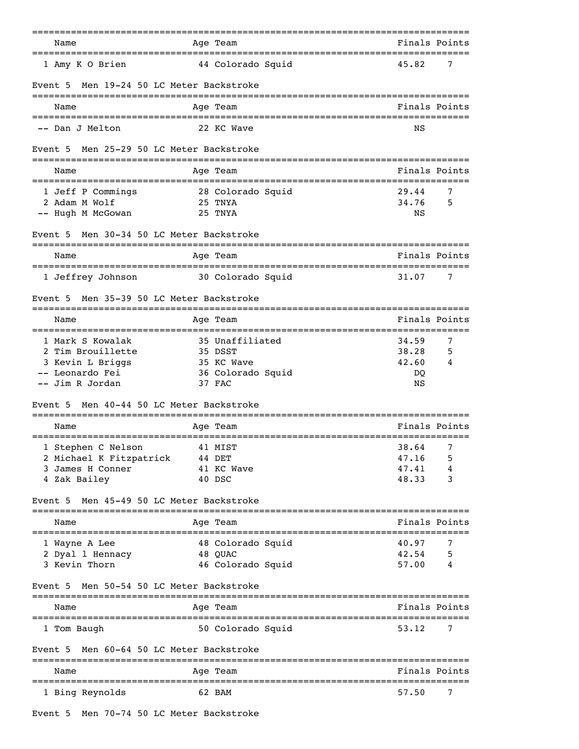| Name | Age | Team | Finals | Points |
|---|---|---|---|---|
| 1 Amy K O Brien | 44 | Colorado Squid | 45.82 | 7 |

### Event 5 Men 19-24 50 LC Meter Backstroke

| Name | Age | Team | Finals | Points |
|---|---|---|---|---|
| -- Dan J Melton | 22 | KC Wave | NS | |

### Event 5 Men 25-29 50 LC Meter Backstroke

| Name | Age | Team | Finals | Points |
|---|---|---|---|---|
| 1 Jeff P Commings | 28 | Colorado Squid | 29.44 | 7 |
| 2 Adam M Wolf | 25 | TNYA | 34.76 | 5 |
| -- Hugh M McGowan | 25 | TNYA | NS | |

### Event 5 Men 30-34 50 LC Meter Backstroke

| Name | Age | Team | Finals | Points |
|---|---|---|---|---|
| 1 Jeffrey Johnson | 30 | Colorado Squid | 31.07 | 7 |

### Event 5 Men 35-39 50 LC Meter Backstroke

| Name | Age | Team | Finals | Points |
|---|---|---|---|---|
| 1 Mark S Kowalak | 35 | Unaffiliated | 34.59 | 7 |
| 2 Tim Brouillette | 35 | DSST | 38.28 | 5 |
| 3 Kevin L Briggs | 35 | KC Wave | 42.60 | 4 |
| -- Leonardo Fei | 36 | Colorado Squid | DQ | |
| -- Jim R Jordan | 37 | FAC | NS | |

### Event 5 Men 40-44 50 LC Meter Backstroke

| Name | Age | Team | Finals | Points |
|---|---|---|---|---|
| 1 Stephen C Nelson | 41 | MIST | 38.64 | 7 |
| 2 Michael K Fitzpatrick | 44 | DET | 47.16 | 5 |
| 3 James H Conner | 41 | KC Wave | 47.41 | 4 |
| 4 Zak Bailey | 40 | DSC | 48.33 | 3 |

### Event 5 Men 45-49 50 LC Meter Backstroke

| Name | Age | Team | Finals | Points |
|---|---|---|---|---|
| 1 Wayne A Lee | 48 | Colorado Squid | 40.97 | 7 |
| 2 Dyal l Hennacy | 48 | QUAC | 42.54 | 5 |
| 3 Kevin Thorn | 46 | Colorado Squid | 57.00 | 4 |

### Event 5 Men 50-54 50 LC Meter Backstroke

| Name | Age | Team | Finals | Points |
|---|---|---|---|---|
| 1 Tom Baugh | 50 | Colorado Squid | 53.12 | 7 |

### Event 5 Men 60-64 50 LC Meter Backstroke

| Name | Age | Team | Finals | Points |
|---|---|---|---|---|
| 1 Bing Reynolds | 62 | BAM | 57.50 | 7 |

### Event 5 Men 70-74 50 LC Meter Backstroke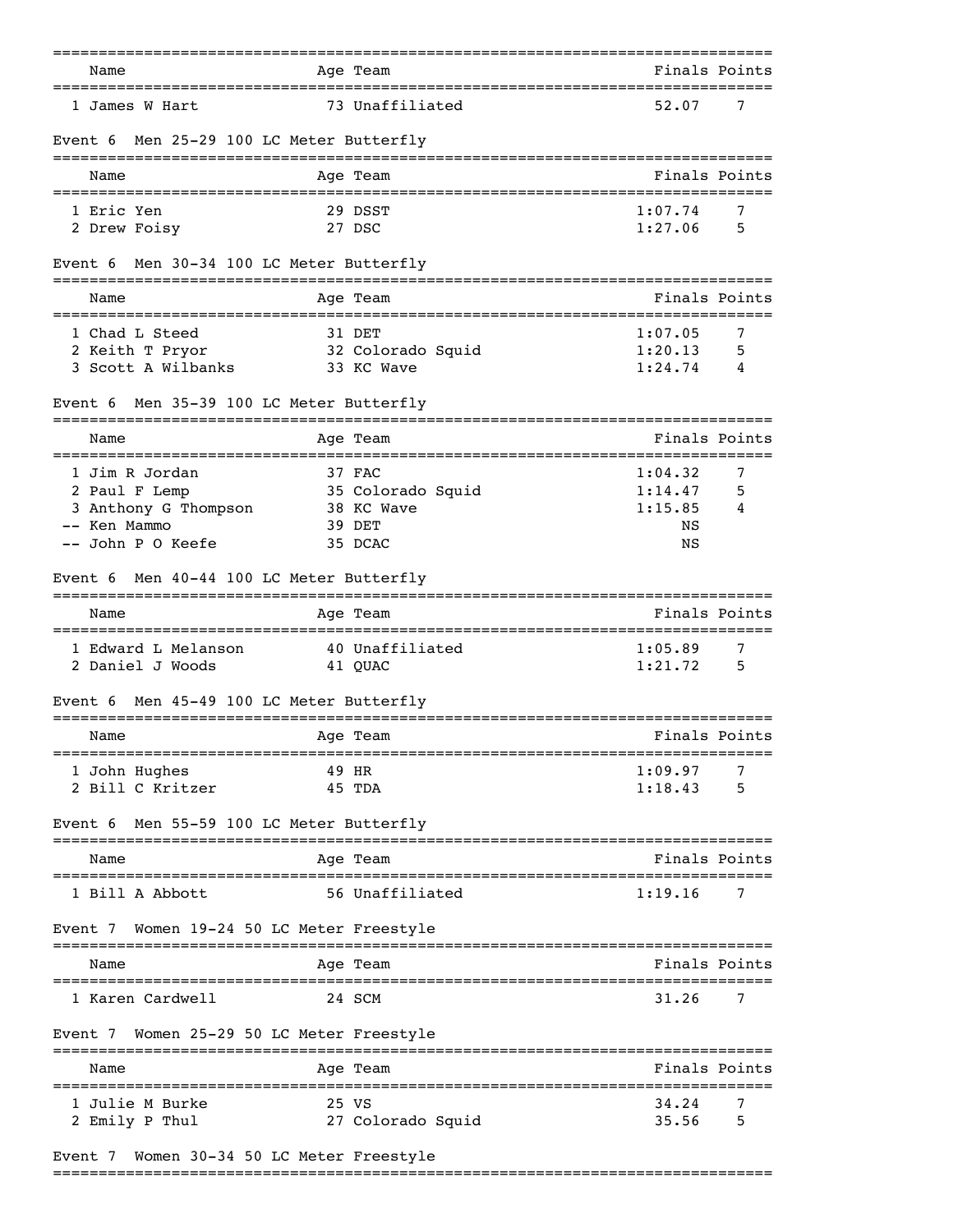| Name | Age | Team | Finals | Points |
|---|---|---|---|---|
| 1 James W Hart | 73 | Unaffiliated | 52.07 | 7 |

### Event 6 Men 25-29 100 LC Meter Butterfly

| Name | Age | Team | Finals | Points |
|---|---|---|---|---|
| 1 Eric Yen | 29 | DSST | 1:07.74 | 7 |
| 2 Drew Foisy | 27 | DSC | 1:27.06 | 5 |

### Event 6 Men 30-34 100 LC Meter Butterfly

| Name | Age | Team | Finals | Points |
|---|---|---|---|---|
| 1 Chad L Steed | 31 | DET | 1:07.05 | 7 |
| 2 Keith T Pryor | 32 | Colorado Squid | 1:20.13 | 5 |
| 3 Scott A Wilbanks | 33 | KC Wave | 1:24.74 | 4 |

### Event 6 Men 35-39 100 LC Meter Butterfly

| Name | Age | Team | Finals | Points |
|---|---|---|---|---|
| 1 Jim R Jordan | 37 | FAC | 1:04.32 | 7 |
| 2 Paul F Lemp | 35 | Colorado Squid | 1:14.47 | 5 |
| 3 Anthony G Thompson | 38 | KC Wave | 1:15.85 | 4 |
| -- Ken Mammo | 39 | DET | NS | |
| -- John P O Keefe | 35 | DCAC | NS | |

### Event 6 Men 40-44 100 LC Meter Butterfly

| Name | Age | Team | Finals | Points |
|---|---|---|---|---|
| 1 Edward L Melanson | 40 | Unaffiliated | 1:05.89 | 7 |
| 2 Daniel J Woods | 41 | QUAC | 1:21.72 | 5 |

### Event 6 Men 45-49 100 LC Meter Butterfly

| Name | Age | Team | Finals | Points |
|---|---|---|---|---|
| 1 John Hughes | 49 | HR | 1:09.97 | 7 |
| 2 Bill C Kritzer | 45 | TDA | 1:18.43 | 5 |

### Event 6 Men 55-59 100 LC Meter Butterfly

| Name | Age | Team | Finals | Points |
|---|---|---|---|---|
| 1 Bill A Abbott | 56 | Unaffiliated | 1:19.16 | 7 |

### Event 7 Women 19-24 50 LC Meter Freestyle

| Name | Age | Team | Finals | Points |
|---|---|---|---|---|
| 1 Karen Cardwell | 24 | SCM | 31.26 | 7 |

### Event 7 Women 25-29 50 LC Meter Freestyle

| Name | Age | Team | Finals | Points |
|---|---|---|---|---|
| 1 Julie M Burke | 25 | VS | 34.24 | 7 |
| 2 Emily P Thul | 27 | Colorado Squid | 35.56 | 5 |

### Event 7 Women 30-34 50 LC Meter Freestyle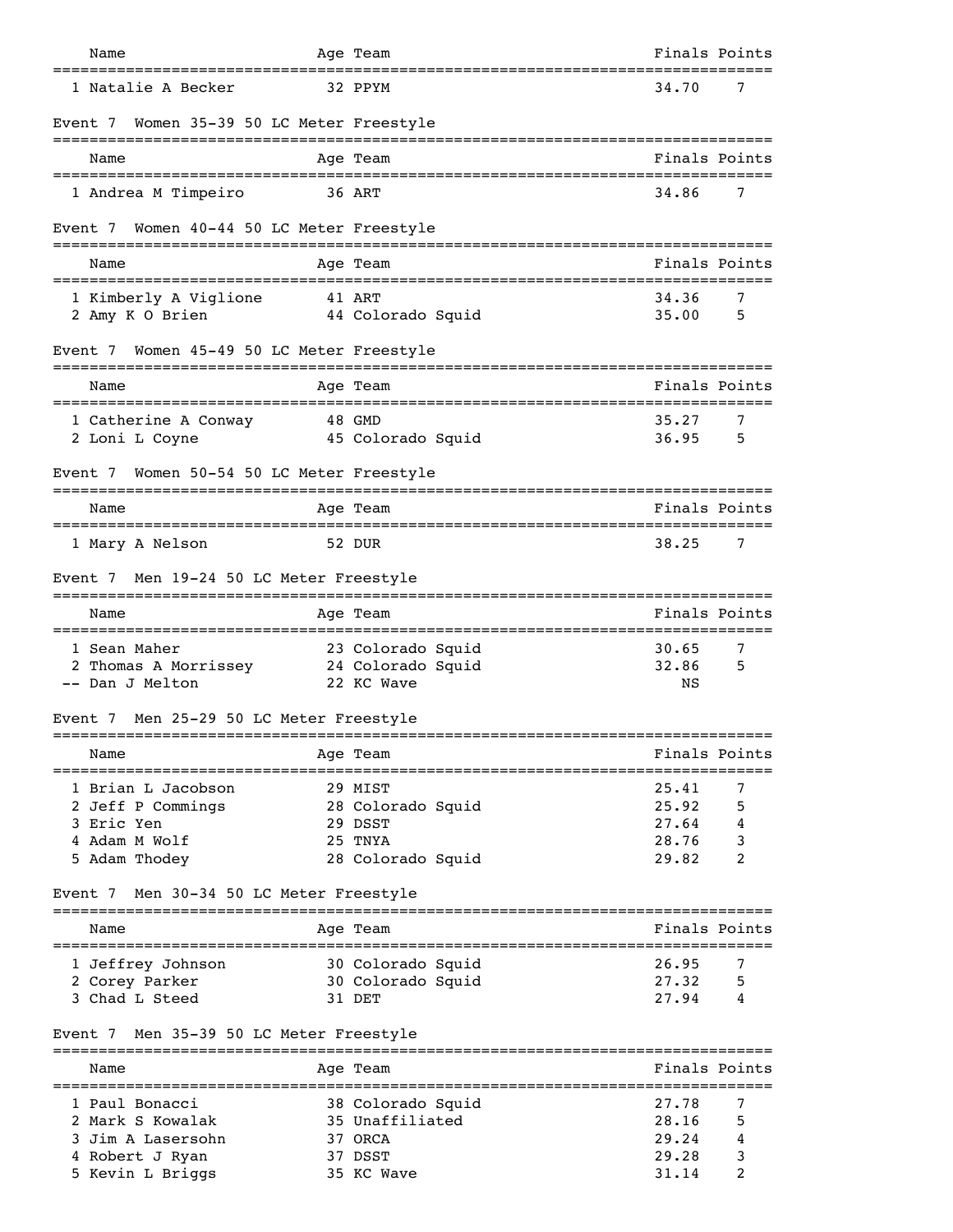| Name | Age | Team | Finals | Points |
|---|---|---|---|---|
| 1 Natalie A Becker | 32 | PPYM | 34.70 | 7 |

### Event 7 Women 35-39 50 LC Meter Freestyle

| Name | Age | Team | Finals | Points |
|---|---|---|---|---|
| 1 Andrea M Timpeiro | 36 | ART | 34.86 | 7 |

### Event 7 Women 40-44 50 LC Meter Freestyle

| Name | Age | Team | Finals | Points |
|---|---|---|---|---|
| 1 Kimberly A Viglione | 41 | ART | 34.36 | 7 |
| 2 Amy K O Brien | 44 | Colorado Squid | 35.00 | 5 |

### Event 7 Women 45-49 50 LC Meter Freestyle

| Name | Age | Team | Finals | Points |
|---|---|---|---|---|
| 1 Catherine A Conway | 48 | GMD | 35.27 | 7 |
| 2 Loni L Coyne | 45 | Colorado Squid | 36.95 | 5 |

### Event 7 Women 50-54 50 LC Meter Freestyle

| Name | Age | Team | Finals | Points |
|---|---|---|---|---|
| 1 Mary A Nelson | 52 | DUR | 38.25 | 7 |

### Event 7 Men 19-24 50 LC Meter Freestyle

| Name | Age | Team | Finals | Points |
|---|---|---|---|---|
| 1 Sean Maher | 23 | Colorado Squid | 30.65 | 7 |
| 2 Thomas A Morrissey | 24 | Colorado Squid | 32.86 | 5 |
| -- Dan J Melton | 22 | KC Wave | NS | |

### Event 7 Men 25-29 50 LC Meter Freestyle

| Name | Age | Team | Finals | Points |
|---|---|---|---|---|
| 1 Brian L Jacobson | 29 | MIST | 25.41 | 7 |
| 2 Jeff P Commings | 28 | Colorado Squid | 25.92 | 5 |
| 3 Eric Yen | 29 | DSST | 27.64 | 4 |
| 4 Adam M Wolf | 25 | TNYA | 28.76 | 3 |
| 5 Adam Thodey | 28 | Colorado Squid | 29.82 | 2 |

### Event 7 Men 30-34 50 LC Meter Freestyle

| Name | Age | Team | Finals | Points |
|---|---|---|---|---|
| 1 Jeffrey Johnson | 30 | Colorado Squid | 26.95 | 7 |
| 2 Corey Parker | 30 | Colorado Squid | 27.32 | 5 |
| 3 Chad L Steed | 31 | DET | 27.94 | 4 |

### Event 7 Men 35-39 50 LC Meter Freestyle

| Name | Age | Team | Finals | Points |
|---|---|---|---|---|
| 1 Paul Bonacci | 38 | Colorado Squid | 27.78 | 7 |
| 2 Mark S Kowalak | 35 | Unaffiliated | 28.16 | 5 |
| 3 Jim A Lasersohn | 37 | ORCA | 29.24 | 4 |
| 4 Robert J Ryan | 37 | DSST | 29.28 | 3 |
| 5 Kevin L Briggs | 35 | KC Wave | 31.14 | 2 |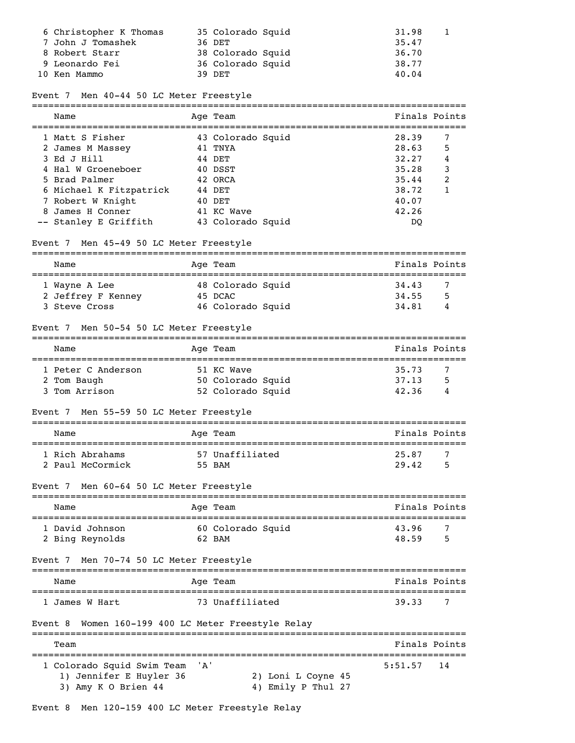| Place | Name | Age | Team | Finals | Points |
| --- | --- | --- | --- | --- | --- |
| 6 | Christopher K Thomas | 35 | Colorado Squid | 31.98 | 1 |
| 7 | John J Tomashek | 36 | DET | 35.47 | |
| 8 | Robert Starr | 38 | Colorado Squid | 36.70 | |
| 9 | Leonardo Fei | 36 | Colorado Squid | 38.77 | |
| 10 | Ken Mammo | 39 | DET | 40.04 | |

## Event 7 Men 40-44 50 LC Meter Freestyle

| Place | Name | Age | Team | Finals | Points |
| --- | --- | --- | --- | --- | --- |
| 1 | Matt S Fisher | 43 | Colorado Squid | 28.39 | 7 |
| 2 | James M Massey | 41 | TNYA | 28.63 | 5 |
| 3 | Ed J Hill | 44 | DET | 32.27 | 4 |
| 4 | Hal W Groeneboer | 40 | DSST | 35.28 | 3 |
| 5 | Brad Palmer | 42 | ORCA | 35.44 | 2 |
| 6 | Michael K Fitzpatrick | 44 | DET | 38.72 | 1 |
| 7 | Robert W Knight | 40 | DET | 40.07 | |
| 8 | James H Conner | 41 | KC Wave | 42.26 | |
| -- | Stanley E Griffith | 43 | Colorado Squid | DQ | |

## Event 7 Men 45-49 50 LC Meter Freestyle

| Place | Name | Age | Team | Finals | Points |
| --- | --- | --- | --- | --- | --- |
| 1 | Wayne A Lee | 48 | Colorado Squid | 34.43 | 7 |
| 2 | Jeffrey F Kenney | 45 | DCAC | 34.55 | 5 |
| 3 | Steve Cross | 46 | Colorado Squid | 34.81 | 4 |

## Event 7 Men 50-54 50 LC Meter Freestyle

| Place | Name | Age | Team | Finals | Points |
| --- | --- | --- | --- | --- | --- |
| 1 | Peter C Anderson | 51 | KC Wave | 35.73 | 7 |
| 2 | Tom Baugh | 50 | Colorado Squid | 37.13 | 5 |
| 3 | Tom Arrison | 52 | Colorado Squid | 42.36 | 4 |

## Event 7 Men 55-59 50 LC Meter Freestyle

| Place | Name | Age | Team | Finals | Points |
| --- | --- | --- | --- | --- | --- |
| 1 | Rich Abrahams | 57 | Unaffiliated | 25.87 | 7 |
| 2 | Paul McCormick | 55 | BAM | 29.42 | 5 |

## Event 7 Men 60-64 50 LC Meter Freestyle

| Place | Name | Age | Team | Finals | Points |
| --- | --- | --- | --- | --- | --- |
| 1 | David Johnson | 60 | Colorado Squid | 43.96 | 7 |
| 2 | Bing Reynolds | 62 | BAM | 48.59 | 5 |

## Event 7 Men 70-74 50 LC Meter Freestyle

| Place | Name | Age | Team | Finals | Points |
| --- | --- | --- | --- | --- | --- |
| 1 | James W Hart | 73 | Unaffiliated | 39.33 | 7 |

## Event 8 Women 160-199 400 LC Meter Freestyle Relay

| Place | Team | Finals | Points |
| --- | --- | --- | --- |
| 1 | Colorado Squid Swim Team 'A' | 5:51.57 | 14 |

1) Jennifer E Huyler 36 2) Loni L Coyne 45
3) Amy K O Brien 44 4) Emily P Thul 27

## Event 8 Men 120-159 400 LC Meter Freestyle Relay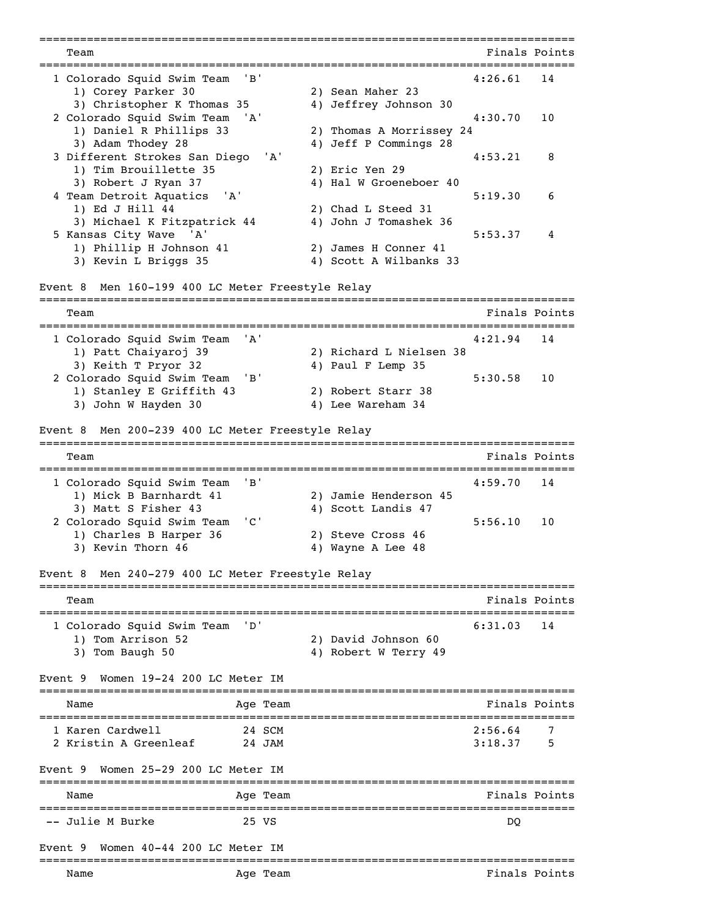| Team | | Finals | Points |
|---|---|---|---|
| 1 Colorado Squid Swim Team 'B' | | 4:26.61 | 14 |
| 1) Corey Parker 30 | 2) Sean Maher 23 | | |
| 3) Christopher K Thomas 35 | 4) Jeffrey Johnson 30 | | |
| 2 Colorado Squid Swim Team 'A' | | 4:30.70 | 10 |
| 1) Daniel R Phillips 33 | 2) Thomas A Morrissey 24 | | |
| 3) Adam Thodey 28 | 4) Jeff P Commings 28 | | |
| 3 Different Strokes San Diego 'A' | | 4:53.21 | 8 |
| 1) Tim Brouillette 35 | 2) Eric Yen 29 | | |
| 3) Robert J Ryan 37 | 4) Hal W Groeneboer 40 | | |
| 4 Team Detroit Aquatics 'A' | | 5:19.30 | 6 |
| 1) Ed J Hill 44 | 2) Chad L Steed 31 | | |
| 3) Michael K Fitzpatrick 44 | 4) John J Tomashek 36 | | |
| 5 Kansas City Wave 'A' | | 5:53.37 | 4 |
| 1) Phillip H Johnson 41 | 2) James H Conner 41 | | |
| 3) Kevin L Briggs 35 | 4) Scott A Wilbanks 33 | | |

Event 8 Men 160-199 400 LC Meter Freestyle Relay

| Team | | Finals | Points |
|---|---|---|---|
| 1 Colorado Squid Swim Team 'A' | | 4:21.94 | 14 |
| 1) Patt Chaiyaroj 39 | 2) Richard L Nielsen 38 | | |
| 3) Keith T Pryor 32 | 4) Paul F Lemp 35 | | |
| 2 Colorado Squid Swim Team 'B' | | 5:30.58 | 10 |
| 1) Stanley E Griffith 43 | 2) Robert Starr 38 | | |
| 3) John W Hayden 30 | 4) Lee Wareham 34 | | |

Event 8 Men 200-239 400 LC Meter Freestyle Relay

| Team | | Finals | Points |
|---|---|---|---|
| 1 Colorado Squid Swim Team 'B' | | 4:59.70 | 14 |
| 1) Mick B Barnhardt 41 | 2) Jamie Henderson 45 | | |
| 3) Matt S Fisher 43 | 4) Scott Landis 47 | | |
| 2 Colorado Squid Swim Team 'C' | | 5:56.10 | 10 |
| 1) Charles B Harper 36 | 2) Steve Cross 46 | | |
| 3) Kevin Thorn 46 | 4) Wayne A Lee 48 | | |

Event 8 Men 240-279 400 LC Meter Freestyle Relay

| Team | | Finals | Points |
|---|---|---|---|
| 1 Colorado Squid Swim Team 'D' | | 6:31.03 | 14 |
| 1) Tom Arrison 52 | 2) David Johnson 60 | | |
| 3) Tom Baugh 50 | 4) Robert W Terry 49 | | |

Event 9 Women 19-24 200 LC Meter IM

| Name | Age | Team | Finals | Points |
|---|---|---|---|---|
| 1 Karen Cardwell | 24 | SCM | 2:56.64 | 7 |
| 2 Kristin A Greenleaf | 24 | JAM | 3:18.37 | 5 |

Event 9 Women 25-29 200 LC Meter IM

| Name | Age | Team | Finals | Points |
|---|---|---|---|---|
| -- Julie M Burke | 25 | VS | DQ | |

Event 9 Women 40-44 200 LC Meter IM

| Name | Age | Team | Finals | Points |
|---|---|---|---|---|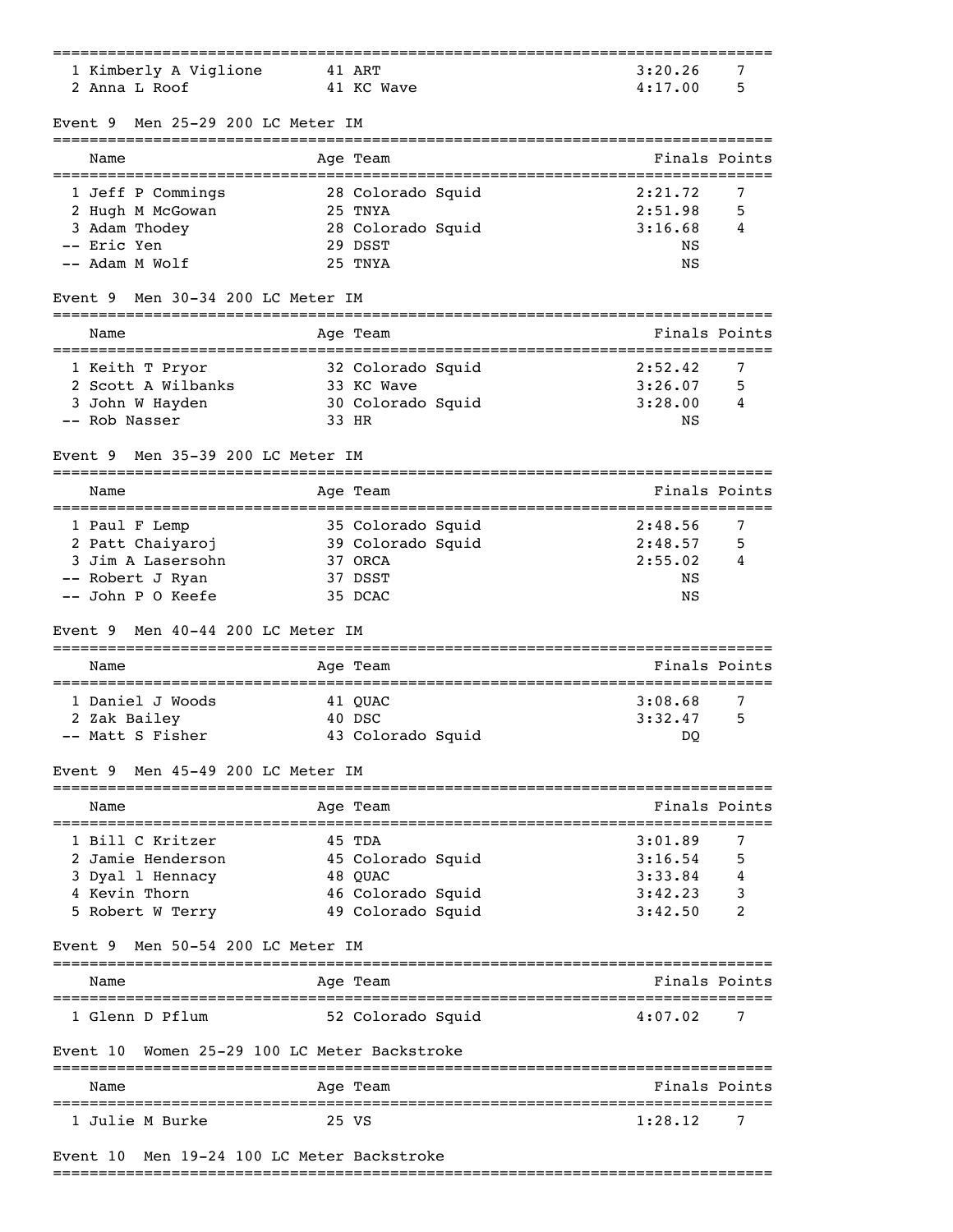| Place | Name | Age | Team | Finals | Points |
|---|---|---|---|---|---|
| 1 | Kimberly A Viglione | 41 | ART | 3:20.26 | 7 |
| 2 | Anna L Roof | 41 | KC Wave | 4:17.00 | 5 |

### Event 9 Men 25-29 200 LC Meter IM

| Place | Name | Age | Team | Finals | Points |
|---|---|---|---|---|---|
| 1 | Jeff P Commings | 28 | Colorado Squid | 2:21.72 | 7 |
| 2 | Hugh M McGowan | 25 | TNYA | 2:51.98 | 5 |
| 3 | Adam Thodey | 28 | Colorado Squid | 3:16.68 | 4 |
| -- | Eric Yen | 29 | DSST | NS | |
| -- | Adam M Wolf | 25 | TNYA | NS | |

### Event 9 Men 30-34 200 LC Meter IM

| Place | Name | Age | Team | Finals | Points |
|---|---|---|---|---|---|
| 1 | Keith T Pryor | 32 | Colorado Squid | 2:52.42 | 7 |
| 2 | Scott A Wilbanks | 33 | KC Wave | 3:26.07 | 5 |
| 3 | John W Hayden | 30 | Colorado Squid | 3:28.00 | 4 |
| -- | Rob Nasser | 33 | HR | NS | |

### Event 9 Men 35-39 200 LC Meter IM

| Place | Name | Age | Team | Finals | Points |
|---|---|---|---|---|---|
| 1 | Paul F Lemp | 35 | Colorado Squid | 2:48.56 | 7 |
| 2 | Patt Chaiyaroj | 39 | Colorado Squid | 2:48.57 | 5 |
| 3 | Jim A Lasersohn | 37 | ORCA | 2:55.02 | 4 |
| -- | Robert J Ryan | 37 | DSST | NS | |
| -- | John P O Keefe | 35 | DCAC | NS | |

### Event 9 Men 40-44 200 LC Meter IM

| Place | Name | Age | Team | Finals | Points |
|---|---|---|---|---|---|
| 1 | Daniel J Woods | 41 | QUAC | 3:08.68 | 7 |
| 2 | Zak Bailey | 40 | DSC | 3:32.47 | 5 |
| -- | Matt S Fisher | 43 | Colorado Squid | DQ | |

### Event 9 Men 45-49 200 LC Meter IM

| Place | Name | Age | Team | Finals | Points |
|---|---|---|---|---|---|
| 1 | Bill C Kritzer | 45 | TDA | 3:01.89 | 7 |
| 2 | Jamie Henderson | 45 | Colorado Squid | 3:16.54 | 5 |
| 3 | Dyal l Hennacy | 48 | QUAC | 3:33.84 | 4 |
| 4 | Kevin Thorn | 46 | Colorado Squid | 3:42.23 | 3 |
| 5 | Robert W Terry | 49 | Colorado Squid | 3:42.50 | 2 |

### Event 9 Men 50-54 200 LC Meter IM

| Place | Name | Age | Team | Finals | Points |
|---|---|---|---|---|---|
| 1 | Glenn D Pflum | 52 | Colorado Squid | 4:07.02 | 7 |

### Event 10 Women 25-29 100 LC Meter Backstroke

| Place | Name | Age | Team | Finals | Points |
|---|---|---|---|---|---|
| 1 | Julie M Burke | 25 | VS | 1:28.12 | 7 |

### Event 10 Men 19-24 100 LC Meter Backstroke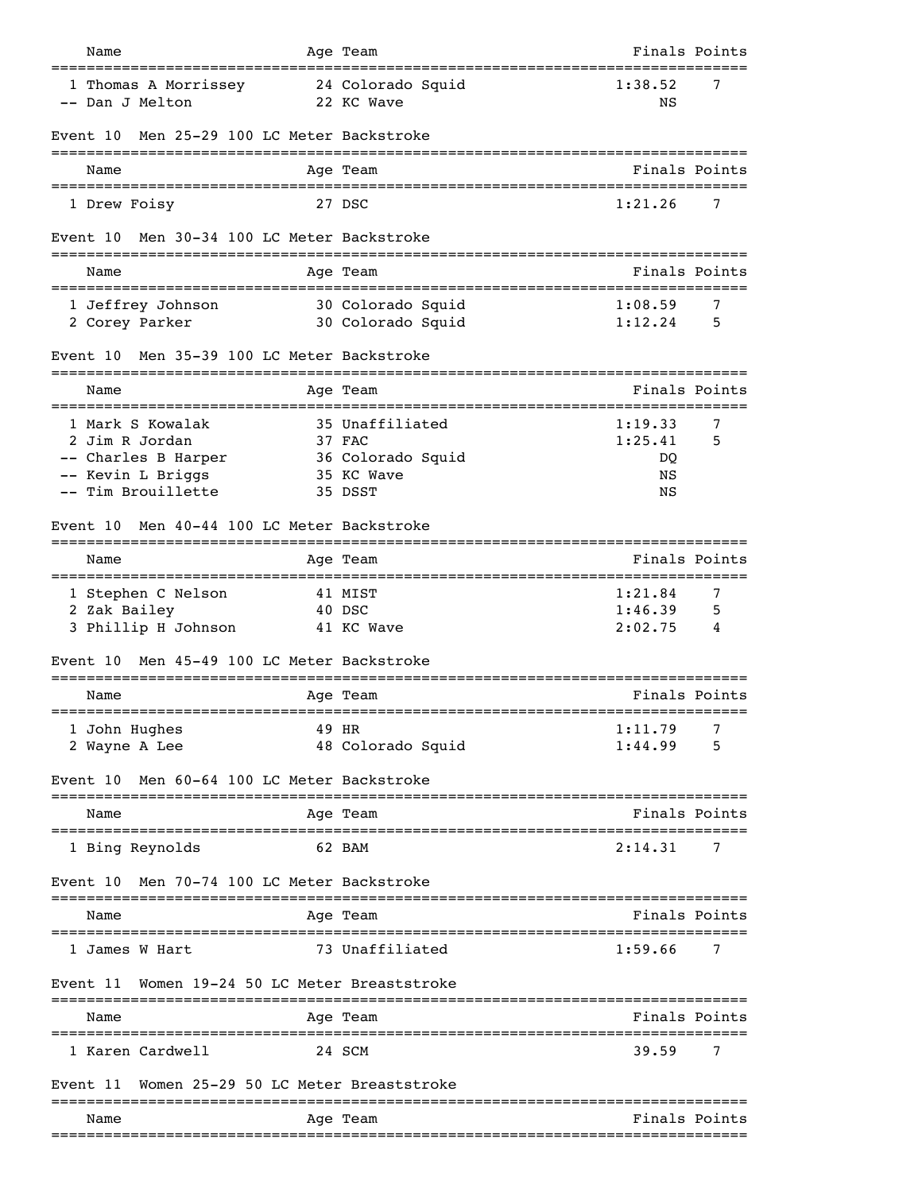| Name | Age | Team | Finals | Points |
|---|---|---|---|---|
| 1 Thomas A Morrissey | 24 | Colorado Squid | 1:38.52 | 7 |
| -- Dan J Melton | 22 | KC Wave | NS | |

### Event 10 Men 25-29 100 LC Meter Backstroke

| Name | Age | Team | Finals | Points |
|---|---|---|---|---|
| 1 Drew Foisy | 27 | DSC | 1:21.26 | 7 |

### Event 10 Men 30-34 100 LC Meter Backstroke

| Name | Age | Team | Finals | Points |
|---|---|---|---|---|
| 1 Jeffrey Johnson | 30 | Colorado Squid | 1:08.59 | 7 |
| 2 Corey Parker | 30 | Colorado Squid | 1:12.24 | 5 |

### Event 10 Men 35-39 100 LC Meter Backstroke

| Name | Age | Team | Finals | Points |
|---|---|---|---|---|
| 1 Mark S Kowalak | 35 | Unaffiliated | 1:19.33 | 7 |
| 2 Jim R Jordan | 37 | FAC | 1:25.41 | 5 |
| -- Charles B Harper | 36 | Colorado Squid | DQ | |
| -- Kevin L Briggs | 35 | KC Wave | NS | |
| -- Tim Brouillette | 35 | DSST | NS | |

### Event 10 Men 40-44 100 LC Meter Backstroke

| Name | Age | Team | Finals | Points |
|---|---|---|---|---|
| 1 Stephen C Nelson | 41 | MIST | 1:21.84 | 7 |
| 2 Zak Bailey | 40 | DSC | 1:46.39 | 5 |
| 3 Phillip H Johnson | 41 | KC Wave | 2:02.75 | 4 |

### Event 10 Men 45-49 100 LC Meter Backstroke

| Name | Age | Team | Finals | Points |
|---|---|---|---|---|
| 1 John Hughes | 49 | HR | 1:11.79 | 7 |
| 2 Wayne A Lee | 48 | Colorado Squid | 1:44.99 | 5 |

### Event 10 Men 60-64 100 LC Meter Backstroke

| Name | Age | Team | Finals | Points |
|---|---|---|---|---|
| 1 Bing Reynolds | 62 | BAM | 2:14.31 | 7 |

### Event 10 Men 70-74 100 LC Meter Backstroke

| Name | Age | Team | Finals | Points |
|---|---|---|---|---|
| 1 James W Hart | 73 | Unaffiliated | 1:59.66 | 7 |

### Event 11 Women 19-24 50 LC Meter Breaststroke

| Name | Age | Team | Finals | Points |
|---|---|---|---|---|
| 1 Karen Cardwell | 24 | SCM | 39.59 | 7 |

### Event 11 Women 25-29 50 LC Meter Breaststroke

| Name | Age | Team | Finals | Points |
|---|---|---|---|---|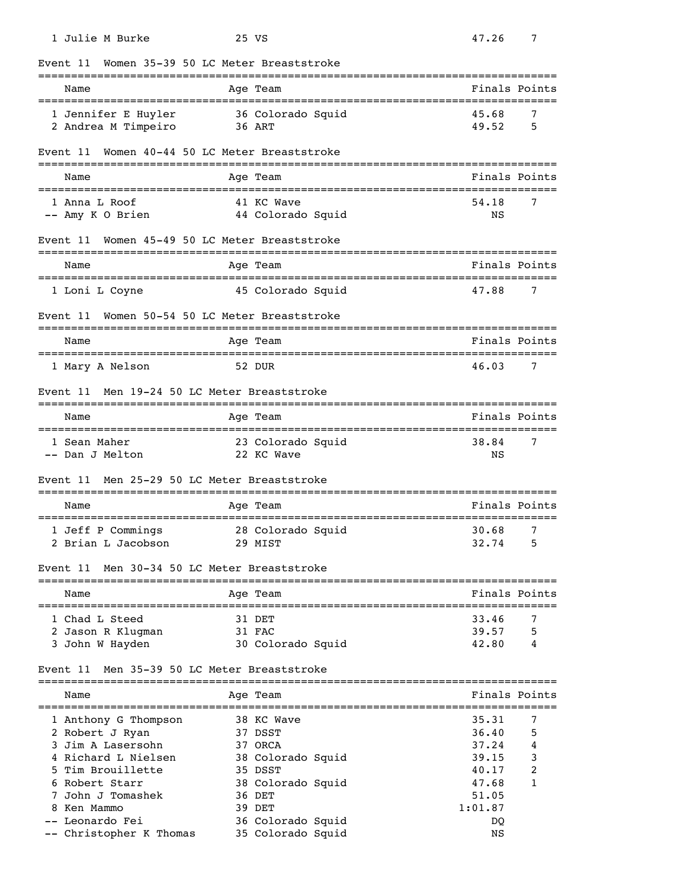| | Name | Age | Team | Finals | Points |
|---|---|---|---|---|---|
| 1 | Julie M Burke | 25 | VS | 47.26 | 7 |

## Event 11  Women 35-39 50 LC Meter Breaststroke

| | Name | Age | Team | Finals | Points |
|---|---|---|---|---|---|
| 1 | Jennifer E Huyler | 36 | Colorado Squid | 45.68 | 7 |
| 2 | Andrea M Timpeiro | 36 | ART | 49.52 | 5 |

## Event 11  Women 40-44 50 LC Meter Breaststroke

| | Name | Age | Team | Finals | Points |
|---|---|---|---|---|---|
| 1 | Anna L Roof | 41 | KC Wave | 54.18 | 7 |
| -- | Amy K O Brien | 44 | Colorado Squid | NS | |

## Event 11  Women 45-49 50 LC Meter Breaststroke

| | Name | Age | Team | Finals | Points |
|---|---|---|---|---|---|
| 1 | Loni L Coyne | 45 | Colorado Squid | 47.88 | 7 |

## Event 11  Women 50-54 50 LC Meter Breaststroke

| | Name | Age | Team | Finals | Points |
|---|---|---|---|---|---|
| 1 | Mary A Nelson | 52 | DUR | 46.03 | 7 |

## Event 11  Men 19-24 50 LC Meter Breaststroke

| | Name | Age | Team | Finals | Points |
|---|---|---|---|---|---|
| 1 | Sean Maher | 23 | Colorado Squid | 38.84 | 7 |
| -- | Dan J Melton | 22 | KC Wave | NS | |

## Event 11  Men 25-29 50 LC Meter Breaststroke

| | Name | Age | Team | Finals | Points |
|---|---|---|---|---|---|
| 1 | Jeff P Commings | 28 | Colorado Squid | 30.68 | 7 |
| 2 | Brian L Jacobson | 29 | MIST | 32.74 | 5 |

## Event 11  Men 30-34 50 LC Meter Breaststroke

| | Name | Age | Team | Finals | Points |
|---|---|---|---|---|---|
| 1 | Chad L Steed | 31 | DET | 33.46 | 7 |
| 2 | Jason R Klugman | 31 | FAC | 39.57 | 5 |
| 3 | John W Hayden | 30 | Colorado Squid | 42.80 | 4 |

## Event 11  Men 35-39 50 LC Meter Breaststroke

| | Name | Age | Team | Finals | Points |
|---|---|---|---|---|---|
| 1 | Anthony G Thompson | 38 | KC Wave | 35.31 | 7 |
| 2 | Robert J Ryan | 37 | DSST | 36.40 | 5 |
| 3 | Jim A Lasersohn | 37 | ORCA | 37.24 | 4 |
| 4 | Richard L Nielsen | 38 | Colorado Squid | 39.15 | 3 |
| 5 | Tim Brouillette | 35 | DSST | 40.17 | 2 |
| 6 | Robert Starr | 38 | Colorado Squid | 47.68 | 1 |
| 7 | John J Tomashek | 36 | DET | 51.05 | |
| 8 | Ken Mammo | 39 | DET | 1:01.87 | |
| -- | Leonardo Fei | 36 | Colorado Squid | DQ | |
| -- | Christopher K Thomas | 35 | Colorado Squid | NS | |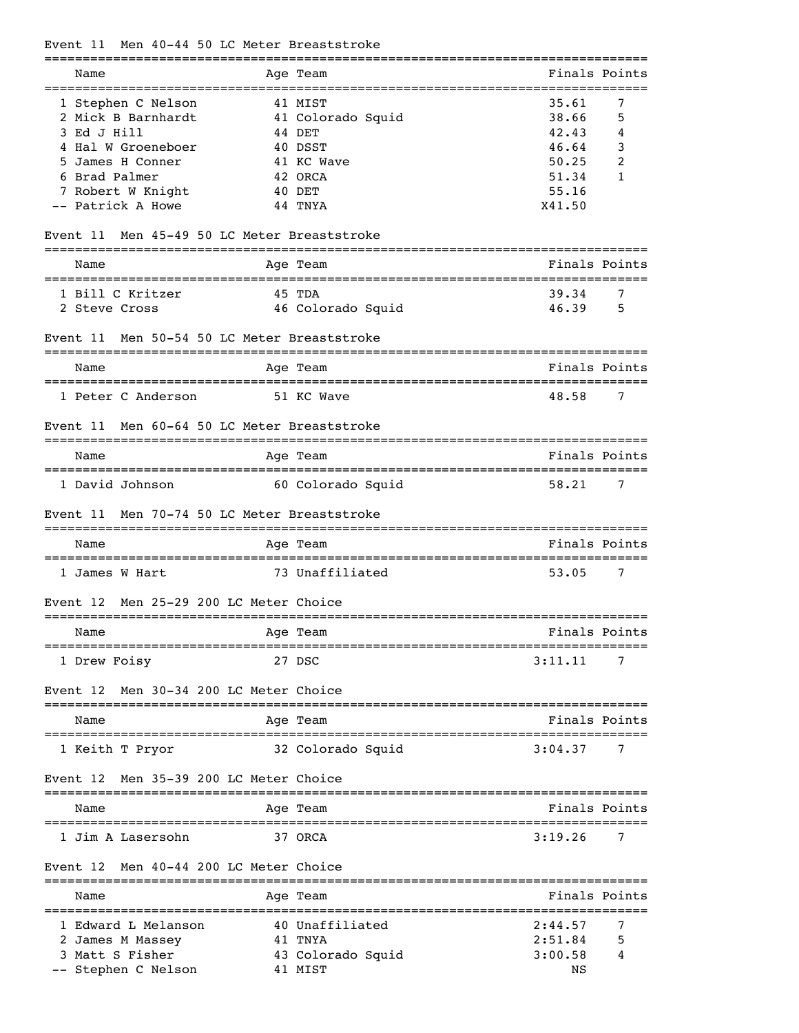### Event 11 Men 40-44 50 LC Meter Breaststroke

| | Name | Age | Team | Finals | Points |
|---|---|---|---|---|---|
| 1 | Stephen C Nelson | 41 | MIST | 35.61 | 7 |
| 2 | Mick B Barnhardt | 41 | Colorado Squid | 38.66 | 5 |
| 3 | Ed J Hill | 44 | DET | 42.43 | 4 |
| 4 | Hal W Groeneboer | 40 | DSST | 46.64 | 3 |
| 5 | James H Conner | 41 | KC Wave | 50.25 | 2 |
| 6 | Brad Palmer | 42 | ORCA | 51.34 | 1 |
| 7 | Robert W Knight | 40 | DET | 55.16 | |
| -- | Patrick A Howe | 44 | TNYA | X41.50 | |

### Event 11 Men 45-49 50 LC Meter Breaststroke

| | Name | Age | Team | Finals | Points |
|---|---|---|---|---|---|
| 1 | Bill C Kritzer | 45 | TDA | 39.34 | 7 |
| 2 | Steve Cross | 46 | Colorado Squid | 46.39 | 5 |

### Event 11 Men 50-54 50 LC Meter Breaststroke

| | Name | Age | Team | Finals | Points |
|---|---|---|---|---|---|
| 1 | Peter C Anderson | 51 | KC Wave | 48.58 | 7 |

### Event 11 Men 60-64 50 LC Meter Breaststroke

| | Name | Age | Team | Finals | Points |
|---|---|---|---|---|---|
| 1 | David Johnson | 60 | Colorado Squid | 58.21 | 7 |

### Event 11 Men 70-74 50 LC Meter Breaststroke

| | Name | Age | Team | Finals | Points |
|---|---|---|---|---|---|
| 1 | James W Hart | 73 | Unaffiliated | 53.05 | 7 |

### Event 12 Men 25-29 200 LC Meter Choice

| | Name | Age | Team | Finals | Points |
|---|---|---|---|---|---|
| 1 | Drew Foisy | 27 | DSC | 3:11.11 | 7 |

### Event 12 Men 30-34 200 LC Meter Choice

| | Name | Age | Team | Finals | Points |
|---|---|---|---|---|---|
| 1 | Keith T Pryor | 32 | Colorado Squid | 3:04.37 | 7 |

### Event 12 Men 35-39 200 LC Meter Choice

| | Name | Age | Team | Finals | Points |
|---|---|---|---|---|---|
| 1 | Jim A Lasersohn | 37 | ORCA | 3:19.26 | 7 |

### Event 12 Men 40-44 200 LC Meter Choice

| | Name | Age | Team | Finals | Points |
|---|---|---|---|---|---|
| 1 | Edward L Melanson | 40 | Unaffiliated | 2:44.57 | 7 |
| 2 | James M Massey | 41 | TNYA | 2:51.84 | 5 |
| 3 | Matt S Fisher | 43 | Colorado Squid | 3:00.58 | 4 |
| -- | Stephen C Nelson | 41 | MIST | NS | |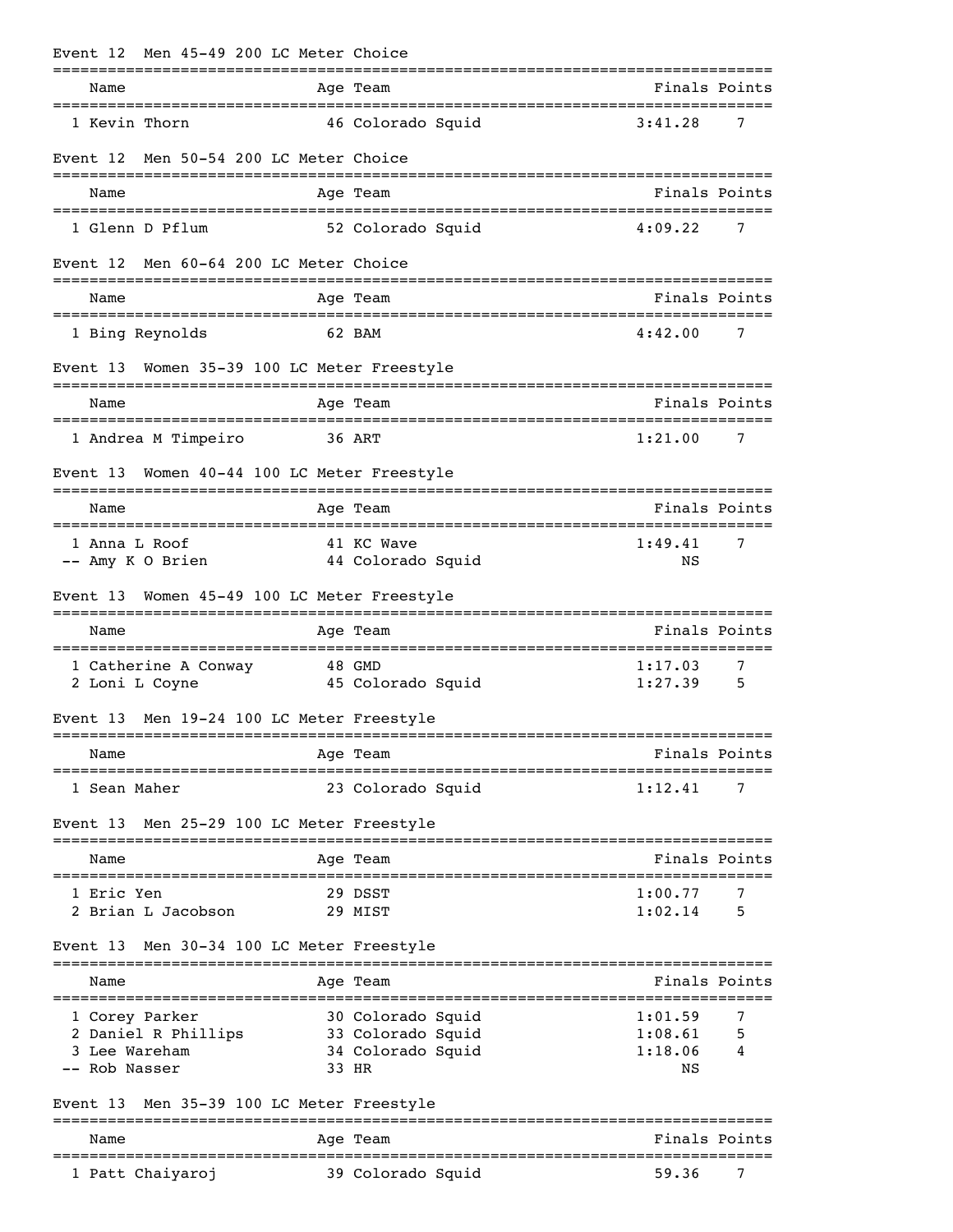### Event 12 Men 45-49 200 LC Meter Choice

| | Name | Age | Team | Finals | Points |
|---|---|---|---|---|---|
| 1 | Kevin Thorn | 46 | Colorado Squid | 3:41.28 | 7 |

### Event 12 Men 50-54 200 LC Meter Choice

| | Name | Age | Team | Finals | Points |
|---|---|---|---|---|---|
| 1 | Glenn D Pflum | 52 | Colorado Squid | 4:09.22 | 7 |

### Event 12 Men 60-64 200 LC Meter Choice

| | Name | Age | Team | Finals | Points |
|---|---|---|---|---|---|
| 1 | Bing Reynolds | 62 | BAM | 4:42.00 | 7 |

### Event 13 Women 35-39 100 LC Meter Freestyle

| | Name | Age | Team | Finals | Points |
|---|---|---|---|---|---|
| 1 | Andrea M Timpeiro | 36 | ART | 1:21.00 | 7 |

### Event 13 Women 40-44 100 LC Meter Freestyle

| | Name | Age | Team | Finals | Points |
|---|---|---|---|---|---|
| 1 | Anna L Roof | 41 | KC Wave | 1:49.41 | 7 |
| -- | Amy K O Brien | 44 | Colorado Squid | NS | |

### Event 13 Women 45-49 100 LC Meter Freestyle

| | Name | Age | Team | Finals | Points |
|---|---|---|---|---|---|
| 1 | Catherine A Conway | 48 | GMD | 1:17.03 | 7 |
| 2 | Loni L Coyne | 45 | Colorado Squid | 1:27.39 | 5 |

### Event 13 Men 19-24 100 LC Meter Freestyle

| | Name | Age | Team | Finals | Points |
|---|---|---|---|---|---|
| 1 | Sean Maher | 23 | Colorado Squid | 1:12.41 | 7 |

### Event 13 Men 25-29 100 LC Meter Freestyle

| | Name | Age | Team | Finals | Points |
|---|---|---|---|---|---|
| 1 | Eric Yen | 29 | DSST | 1:00.77 | 7 |
| 2 | Brian L Jacobson | 29 | MIST | 1:02.14 | 5 |

### Event 13 Men 30-34 100 LC Meter Freestyle

| | Name | Age | Team | Finals | Points |
|---|---|---|---|---|---|
| 1 | Corey Parker | 30 | Colorado Squid | 1:01.59 | 7 |
| 2 | Daniel R Phillips | 33 | Colorado Squid | 1:08.61 | 5 |
| 3 | Lee Wareham | 34 | Colorado Squid | 1:18.06 | 4 |
| -- | Rob Nasser | 33 | HR | NS | |

### Event 13 Men 35-39 100 LC Meter Freestyle

| | Name | Age | Team | Finals | Points |
|---|---|---|---|---|---|
| 1 | Patt Chaiyaroj | 39 | Colorado Squid | 59.36 | 7 |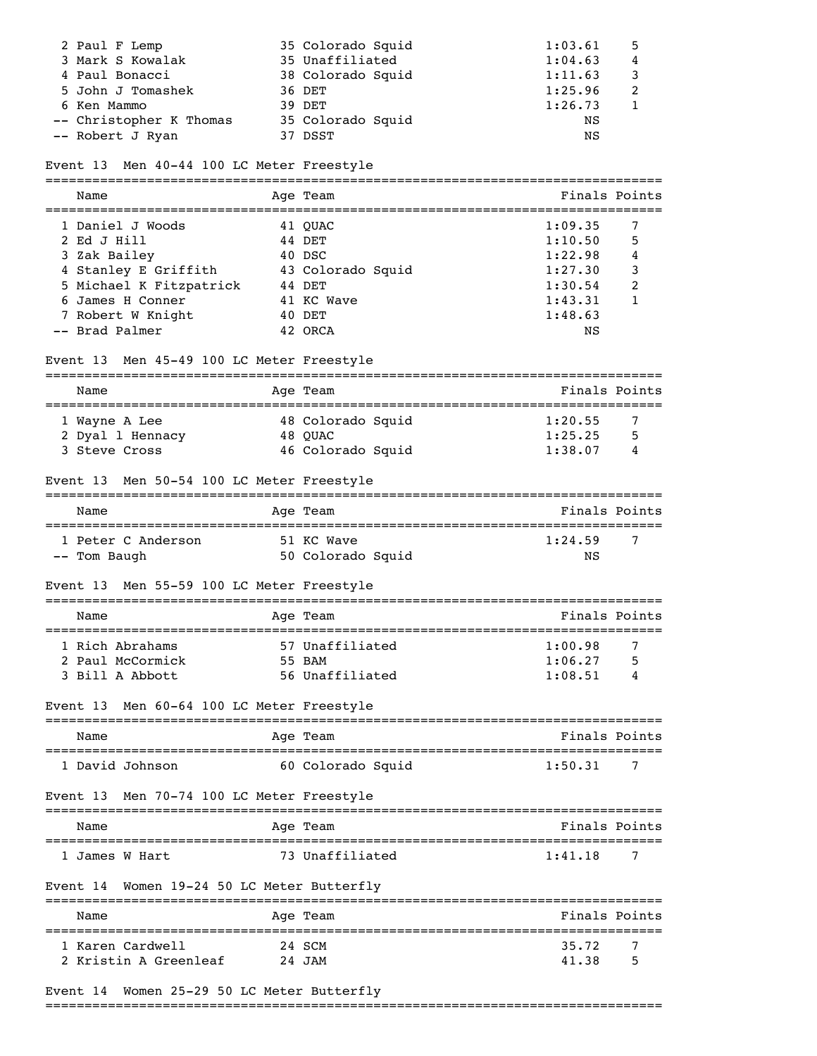| | Name | Age | Team | Finals | Points |
|---|---|---|---|---|---|
| 2 | Paul F Lemp | 35 | Colorado Squid | 1:03.61 | 5 |
| 3 | Mark S Kowalak | 35 | Unaffiliated | 1:04.63 | 4 |
| 4 | Paul Bonacci | 38 | Colorado Squid | 1:11.63 | 3 |
| 5 | John J Tomashek | 36 | DET | 1:25.96 | 2 |
| 6 | Ken Mammo | 39 | DET | 1:26.73 | 1 |
| -- | Christopher K Thomas | 35 | Colorado Squid | NS | |
| -- | Robert J Ryan | 37 | DSST | NS | |

### Event 13 Men 40-44 100 LC Meter Freestyle

| | Name | Age | Team | Finals | Points |
|---|---|---|---|---|---|
| 1 | Daniel J Woods | 41 | QUAC | 1:09.35 | 7 |
| 2 | Ed J Hill | 44 | DET | 1:10.50 | 5 |
| 3 | Zak Bailey | 40 | DSC | 1:22.98 | 4 |
| 4 | Stanley E Griffith | 43 | Colorado Squid | 1:27.30 | 3 |
| 5 | Michael K Fitzpatrick | 44 | DET | 1:30.54 | 2 |
| 6 | James H Conner | 41 | KC Wave | 1:43.31 | 1 |
| 7 | Robert W Knight | 40 | DET | 1:48.63 | |
| -- | Brad Palmer | 42 | ORCA | NS | |

### Event 13 Men 45-49 100 LC Meter Freestyle

| | Name | Age | Team | Finals | Points |
|---|---|---|---|---|---|
| 1 | Wayne A Lee | 48 | Colorado Squid | 1:20.55 | 7 |
| 2 | Dyal l Hennacy | 48 | QUAC | 1:25.25 | 5 |
| 3 | Steve Cross | 46 | Colorado Squid | 1:38.07 | 4 |

### Event 13 Men 50-54 100 LC Meter Freestyle

| | Name | Age | Team | Finals | Points |
|---|---|---|---|---|---|
| 1 | Peter C Anderson | 51 | KC Wave | 1:24.59 | 7 |
| -- | Tom Baugh | 50 | Colorado Squid | NS | |

### Event 13 Men 55-59 100 LC Meter Freestyle

| | Name | Age | Team | Finals | Points |
|---|---|---|---|---|---|
| 1 | Rich Abrahams | 57 | Unaffiliated | 1:00.98 | 7 |
| 2 | Paul McCormick | 55 | BAM | 1:06.27 | 5 |
| 3 | Bill A Abbott | 56 | Unaffiliated | 1:08.51 | 4 |

### Event 13 Men 60-64 100 LC Meter Freestyle

| | Name | Age | Team | Finals | Points |
|---|---|---|---|---|---|
| 1 | David Johnson | 60 | Colorado Squid | 1:50.31 | 7 |

### Event 13 Men 70-74 100 LC Meter Freestyle

| | Name | Age | Team | Finals | Points |
|---|---|---|---|---|---|
| 1 | James W Hart | 73 | Unaffiliated | 1:41.18 | 7 |

### Event 14 Women 19-24 50 LC Meter Butterfly

| | Name | Age | Team | Finals | Points |
|---|---|---|---|---|---|
| 1 | Karen Cardwell | 24 | SCM | 35.72 | 7 |
| 2 | Kristin A Greenleaf | 24 | JAM | 41.38 | 5 |

### Event 14 Women 25-29 50 LC Meter Butterfly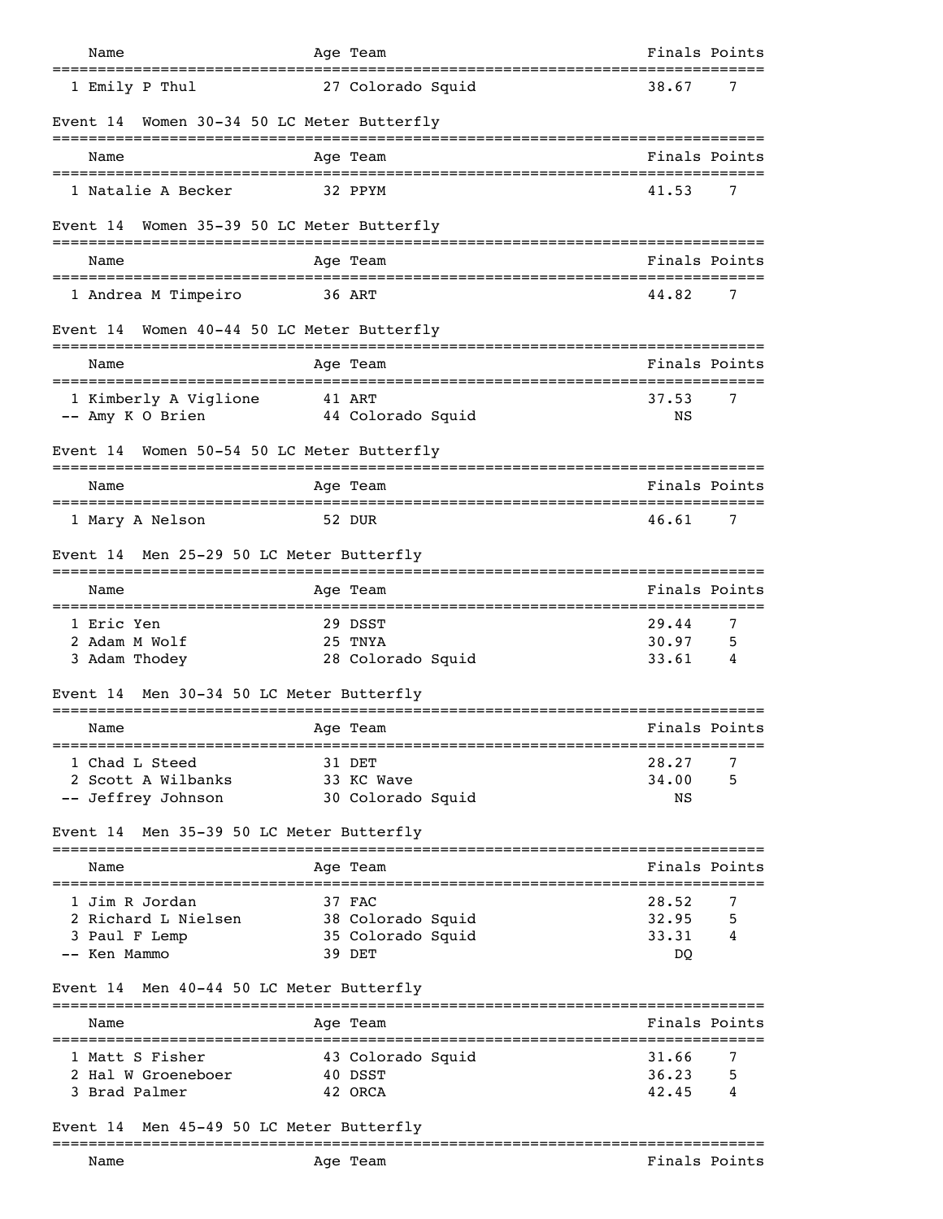| Name | Age | Team | Finals | Points |
|---|---|---|---|---|
| 1 Emily P Thul | 27 | Colorado Squid | 38.67 | 7 |

## Event 14 Women 30-34 50 LC Meter Butterfly

| Name | Age | Team | Finals | Points |
|---|---|---|---|---|
| 1 Natalie A Becker | 32 | PPYM | 41.53 | 7 |

## Event 14 Women 35-39 50 LC Meter Butterfly

| Name | Age | Team | Finals | Points |
|---|---|---|---|---|
| 1 Andrea M Timpeiro | 36 | ART | 44.82 | 7 |

## Event 14 Women 40-44 50 LC Meter Butterfly

| Name | Age | Team | Finals | Points |
|---|---|---|---|---|
| 1 Kimberly A Viglione | 41 | ART | 37.53 | 7 |
| -- Amy K O Brien | 44 | Colorado Squid | NS | |

## Event 14 Women 50-54 50 LC Meter Butterfly

| Name | Age | Team | Finals | Points |
|---|---|---|---|---|
| 1 Mary A Nelson | 52 | DUR | 46.61 | 7 |

## Event 14 Men 25-29 50 LC Meter Butterfly

| Name | Age | Team | Finals | Points |
|---|---|---|---|---|
| 1 Eric Yen | 29 | DSST | 29.44 | 7 |
| 2 Adam M Wolf | 25 | TNYA | 30.97 | 5 |
| 3 Adam Thodey | 28 | Colorado Squid | 33.61 | 4 |

## Event 14 Men 30-34 50 LC Meter Butterfly

| Name | Age | Team | Finals | Points |
|---|---|---|---|---|
| 1 Chad L Steed | 31 | DET | 28.27 | 7 |
| 2 Scott A Wilbanks | 33 | KC Wave | 34.00 | 5 |
| -- Jeffrey Johnson | 30 | Colorado Squid | NS | |

## Event 14 Men 35-39 50 LC Meter Butterfly

| Name | Age | Team | Finals | Points |
|---|---|---|---|---|
| 1 Jim R Jordan | 37 | FAC | 28.52 | 7 |
| 2 Richard L Nielsen | 38 | Colorado Squid | 32.95 | 5 |
| 3 Paul F Lemp | 35 | Colorado Squid | 33.31 | 4 |
| -- Ken Mammo | 39 | DET | DQ | |

## Event 14 Men 40-44 50 LC Meter Butterfly

| Name | Age | Team | Finals | Points |
|---|---|---|---|---|
| 1 Matt S Fisher | 43 | Colorado Squid | 31.66 | 7 |
| 2 Hal W Groeneboer | 40 | DSST | 36.23 | 5 |
| 3 Brad Palmer | 42 | ORCA | 42.45 | 4 |

## Event 14 Men 45-49 50 LC Meter Butterfly

| Name | Age | Team | Finals | Points |
|---|---|---|---|---|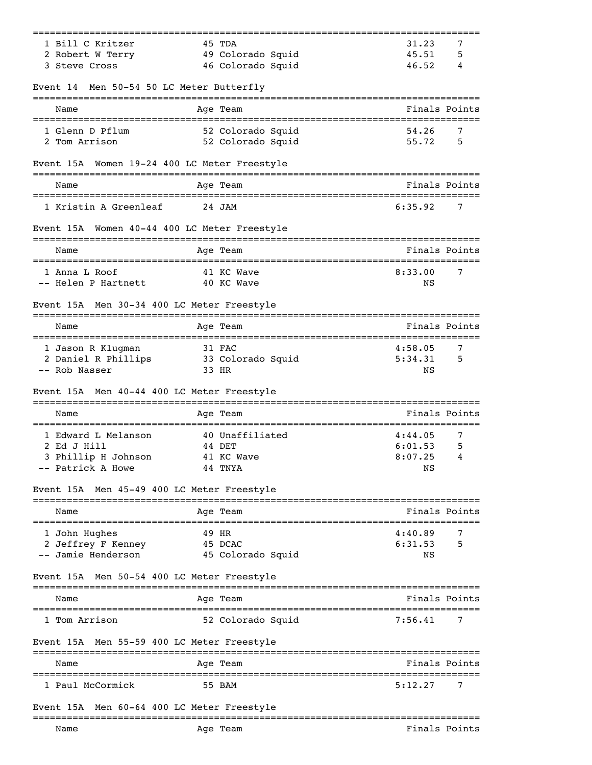| Place | Name | Age | Team | Finals | Points |
|---|---|---|---|---|---|
| 1 | Bill C Kritzer | 45 | TDA | 31.23 | 7 |
| 2 | Robert W Terry | 49 | Colorado Squid | 45.51 | 5 |
| 3 | Steve Cross | 46 | Colorado Squid | 46.52 | 4 |

### Event 14  Men 50-54 50 LC Meter Butterfly

| Place | Name | Age | Team | Finals | Points |
|---|---|---|---|---|---|
| 1 | Glenn D Pflum | 52 | Colorado Squid | 54.26 | 7 |
| 2 | Tom Arrison | 52 | Colorado Squid | 55.72 | 5 |

### Event 15A  Women 19-24 400 LC Meter Freestyle

| Place | Name | Age | Team | Finals | Points |
|---|---|---|---|---|---|
| 1 | Kristin A Greenleaf | 24 | JAM | 6:35.92 | 7 |

### Event 15A  Women 40-44 400 LC Meter Freestyle

| Place | Name | Age | Team | Finals | Points |
|---|---|---|---|---|---|
| 1 | Anna L Roof | 41 | KC Wave | 8:33.00 | 7 |
| -- | Helen P Hartnett | 40 | KC Wave | NS | |

### Event 15A  Men 30-34 400 LC Meter Freestyle

| Place | Name | Age | Team | Finals | Points |
|---|---|---|---|---|---|
| 1 | Jason R Klugman | 31 | FAC | 4:58.05 | 7 |
| 2 | Daniel R Phillips | 33 | Colorado Squid | 5:34.31 | 5 |
| -- | Rob Nasser | 33 | HR | NS | |

### Event 15A  Men 40-44 400 LC Meter Freestyle

| Place | Name | Age | Team | Finals | Points |
|---|---|---|---|---|---|
| 1 | Edward L Melanson | 40 | Unaffiliated | 4:44.05 | 7 |
| 2 | Ed J Hill | 44 | DET | 6:01.53 | 5 |
| 3 | Phillip H Johnson | 41 | KC Wave | 8:07.25 | 4 |
| -- | Patrick A Howe | 44 | TNYA | NS | |

### Event 15A  Men 45-49 400 LC Meter Freestyle

| Place | Name | Age | Team | Finals | Points |
|---|---|---|---|---|---|
| 1 | John Hughes | 49 | HR | 4:40.89 | 7 |
| 2 | Jeffrey F Kenney | 45 | DCAC | 6:31.53 | 5 |
| -- | Jamie Henderson | 45 | Colorado Squid | NS | |

### Event 15A  Men 50-54 400 LC Meter Freestyle

| Place | Name | Age | Team | Finals | Points |
|---|---|---|---|---|---|
| 1 | Tom Arrison | 52 | Colorado Squid | 7:56.41 | 7 |

### Event 15A  Men 55-59 400 LC Meter Freestyle

| Place | Name | Age | Team | Finals | Points |
|---|---|---|---|---|---|
| 1 | Paul McCormick | 55 | BAM | 5:12.27 | 7 |

### Event 15A  Men 60-64 400 LC Meter Freestyle

| Place | Name | Age | Team | Finals | Points |
|---|---|---|---|---|---|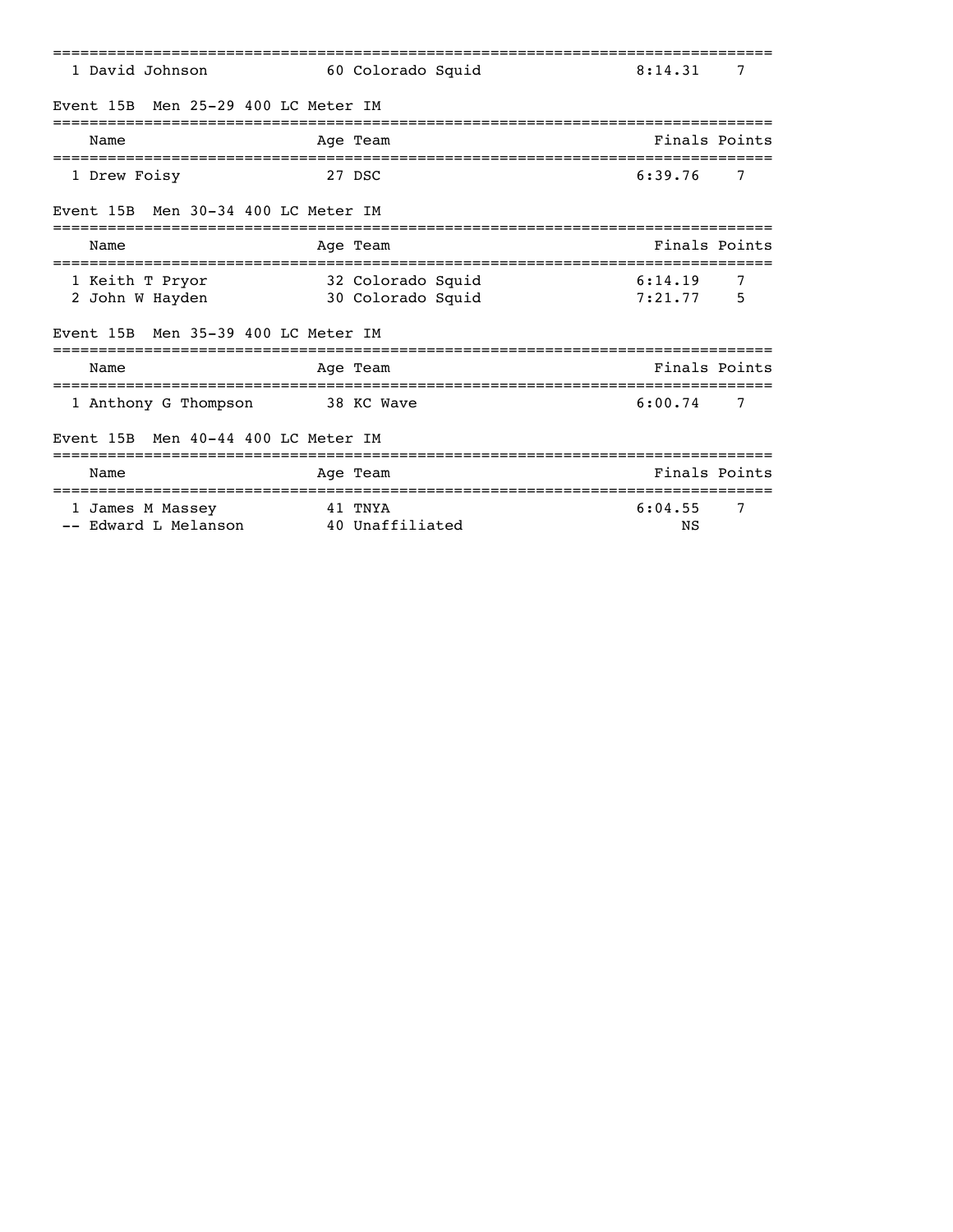| | | | | |
|---|---|---|---|---|
| 1 | David Johnson | 60 | Colorado Squid | 8:14.31 | 7 |

Event 15B Men 25-29 400 LC Meter IM

| | Name | Age | Team | Finals | Points |
|---|---|---|---|---|---|
| 1 | Drew Foisy | 27 | DSC | 6:39.76 | 7 |

Event 15B Men 30-34 400 LC Meter IM

| | Name | Age | Team | Finals | Points |
|---|---|---|---|---|---|
| 1 | Keith T Pryor | 32 | Colorado Squid | 6:14.19 | 7 |
| 2 | John W Hayden | 30 | Colorado Squid | 7:21.77 | 5 |

Event 15B Men 35-39 400 LC Meter IM

| | Name | Age | Team | Finals | Points |
|---|---|---|---|---|---|
| 1 | Anthony G Thompson | 38 | KC Wave | 6:00.74 | 7 |

Event 15B Men 40-44 400 LC Meter IM

| | Name | Age | Team | Finals | Points |
|---|---|---|---|---|---|
| 1 | James M Massey | 41 | TNYA | 6:04.55 | 7 |
| -- | Edward L Melanson | 40 | Unaffiliated | NS | |